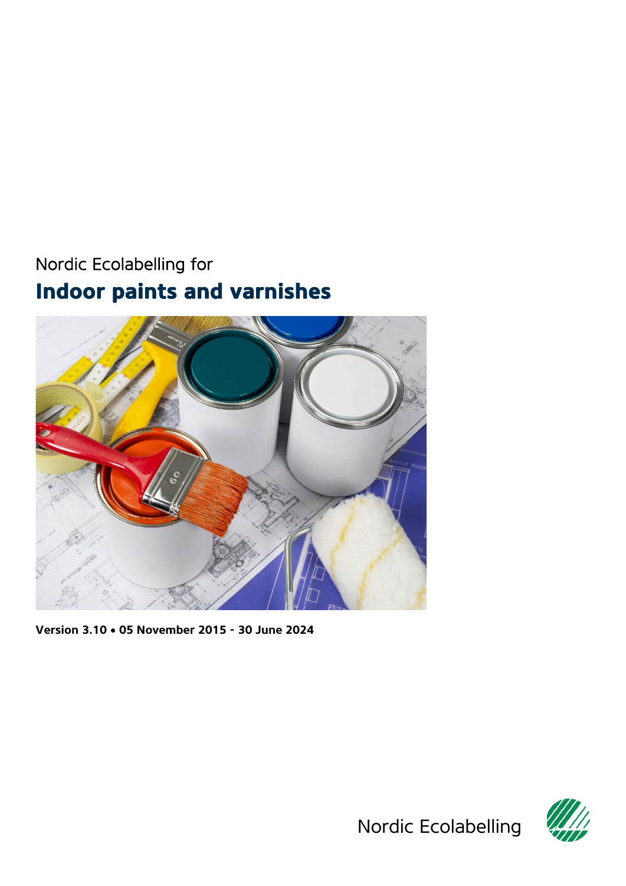Nordic Ecolabelling for

# Indoor paints and varnishes

**Version 3.10 • 05 November 2015 - 30 June 2024**

Nordic Ecolabelling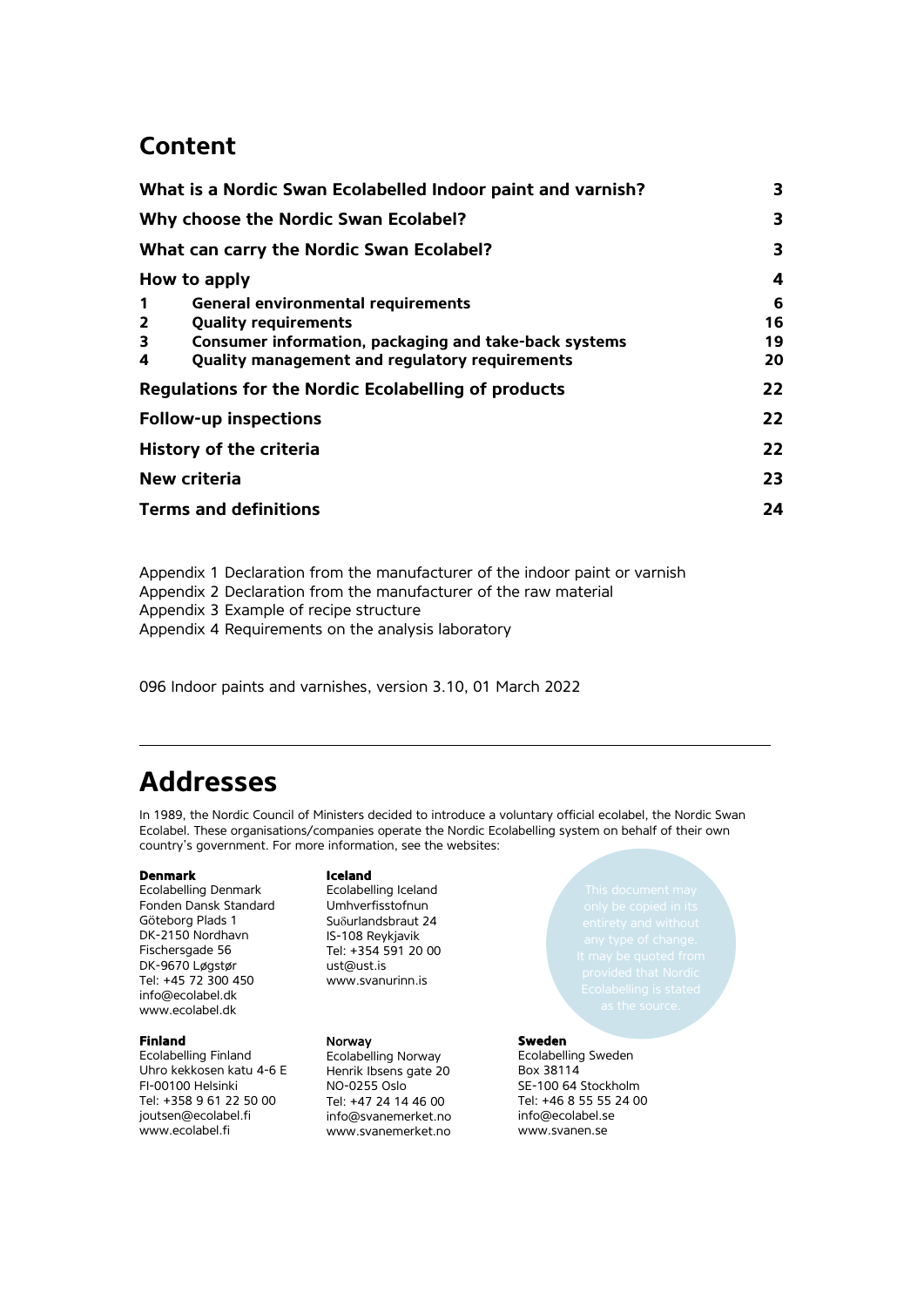# Content

| | | |
|---|---|---|
| **What is a Nordic Swan Ecolabelled Indoor paint and varnish?** | | **3** |
| **Why choose the Nordic Swan Ecolabel?** | | **3** |
| **What can carry the Nordic Swan Ecolabel?** | | **3** |
| **How to apply** | | **4** |
| **1** | **General environmental requirements** | **6** |
| **2** | **Quality requirements** | **16** |
| **3** | **Consumer information, packaging and take-back systems** | **19** |
| **4** | **Quality management and regulatory requirements** | **20** |
| **Regulations for the Nordic Ecolabelling of products** | | **22** |
| **Follow-up inspections** | | **22** |
| **History of the criteria** | | **22** |
| **New criteria** | | **23** |
| **Terms and definitions** | | **24** |

Appendix 1 Declaration from the manufacturer of the indoor paint or varnish
Appendix 2 Declaration from the manufacturer of the raw material
Appendix 3 Example of recipe structure
Appendix 4 Requirements on the analysis laboratory

096 Indoor paints and varnishes, version 3.10, 01 March 2022

# Addresses

In 1989, the Nordic Council of Ministers decided to introduce a voluntary official ecolabel, the Nordic Swan Ecolabel. These organisations/companies operate the Nordic Ecolabelling system on behalf of their own country's government. For more information, see the websites:

**Denmark**
Ecolabelling Denmark
Fonden Dansk Standard
Göteborg Plads 1
DK-2150 Nordhavn
Fischersgade 56
DK-9670 Løgstør
Tel: +45 72 300 450
info@ecolabel.dk
www.ecolabel.dk

**Iceland**
Ecolabelling Iceland
Umhverfisstofnun
Suðurlandsbraut 24
IS-108 Reykjavik
Tel: +354 591 20 00
ust@ust.is
www.svanurinn.is

This document may only be copied in its entirety and without any type of change. It may be quoted from provided that Nordic Ecolabelling is stated as the source.

**Finland**
Ecolabelling Finland
Uhro kekkosen katu 4-6 E
FI-00100 Helsinki
Tel: +358 9 61 22 50 00
joutsen@ecolabel.fi
www.ecolabel.fi

**Norway**
Ecolabelling Norway
Henrik Ibsens gate 20
NO-0255 Oslo
Tel: +47 24 14 46 00
info@svanemerket.no
www.svanemerket.no

**Sweden**
Ecolabelling Sweden
Box 38114
SE-100 64 Stockholm
Tel: +46 8 55 55 24 00
info@ecolabel.se
www.svanen.se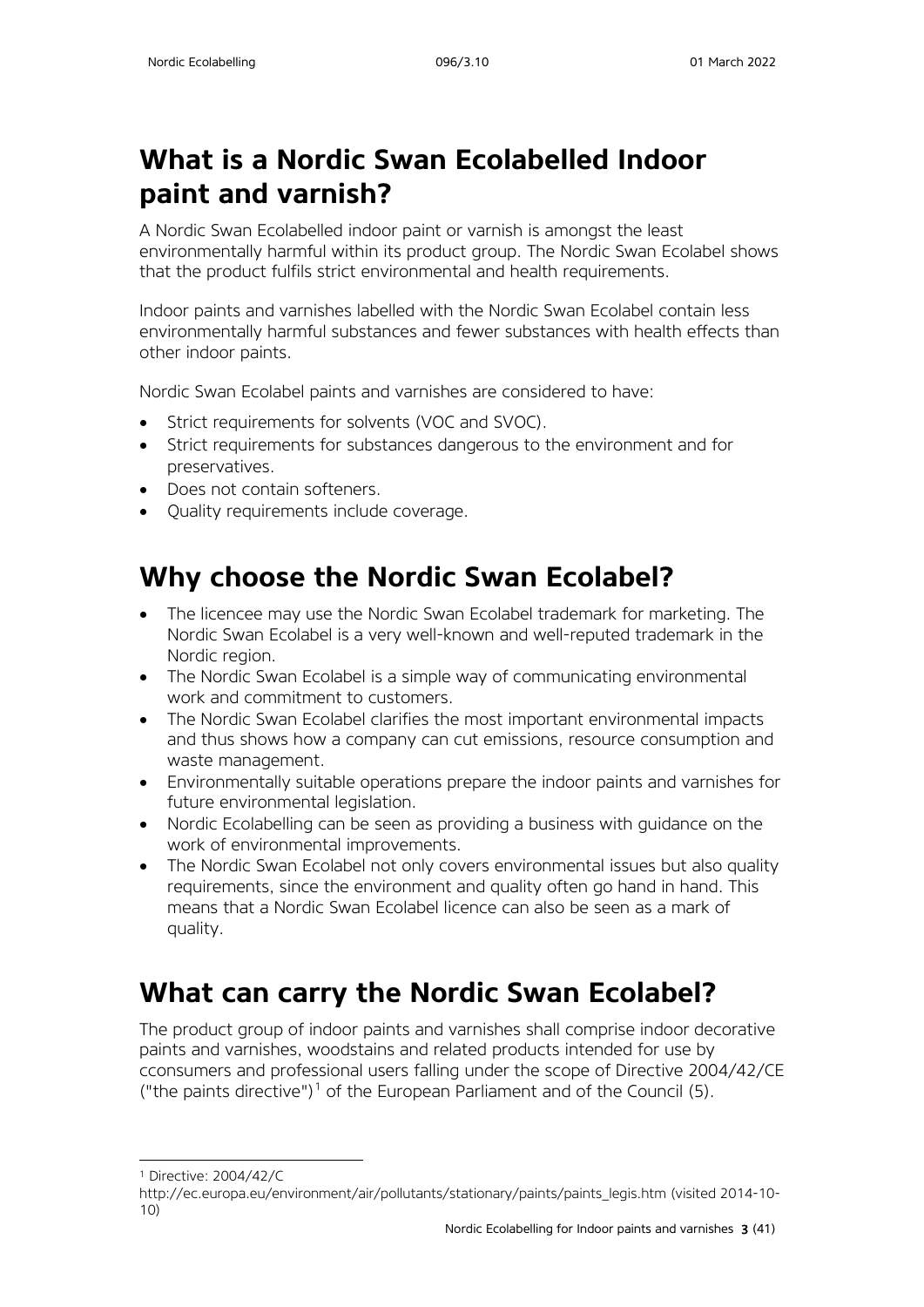# What is a Nordic Swan Ecolabelled Indoor paint and varnish?

A Nordic Swan Ecolabelled indoor paint or varnish is amongst the least environmentally harmful within its product group. The Nordic Swan Ecolabel shows that the product fulfils strict environmental and health requirements.

Indoor paints and varnishes labelled with the Nordic Swan Ecolabel contain less environmentally harmful substances and fewer substances with health effects than other indoor paints.

Nordic Swan Ecolabel paints and varnishes are considered to have:

- Strict requirements for solvents (VOC and SVOC).
- Strict requirements for substances dangerous to the environment and for preservatives.
- Does not contain softeners.
- Quality requirements include coverage.

# Why choose the Nordic Swan Ecolabel?

- The licencee may use the Nordic Swan Ecolabel trademark for marketing. The Nordic Swan Ecolabel is a very well-known and well-reputed trademark in the Nordic region.
- The Nordic Swan Ecolabel is a simple way of communicating environmental work and commitment to customers.
- The Nordic Swan Ecolabel clarifies the most important environmental impacts and thus shows how a company can cut emissions, resource consumption and waste management.
- Environmentally suitable operations prepare the indoor paints and varnishes for future environmental legislation.
- Nordic Ecolabelling can be seen as providing a business with guidance on the work of environmental improvements.
- The Nordic Swan Ecolabel not only covers environmental issues but also quality requirements, since the environment and quality often go hand in hand. This means that a Nordic Swan Ecolabel licence can also be seen as a mark of quality.

# What can carry the Nordic Swan Ecolabel?

The product group of indoor paints and varnishes shall comprise indoor decorative paints and varnishes, woodstains and related products intended for use by cconsumers and professional users falling under the scope of Directive 2004/42/CE ("the paints directive")[1] of the European Parliament and of the Council (5).

[1] Directive: 2004/42/C
http://ec.europa.eu/environment/air/pollutants/stationary/paints/paints_legis.htm (visited 2014-10-10)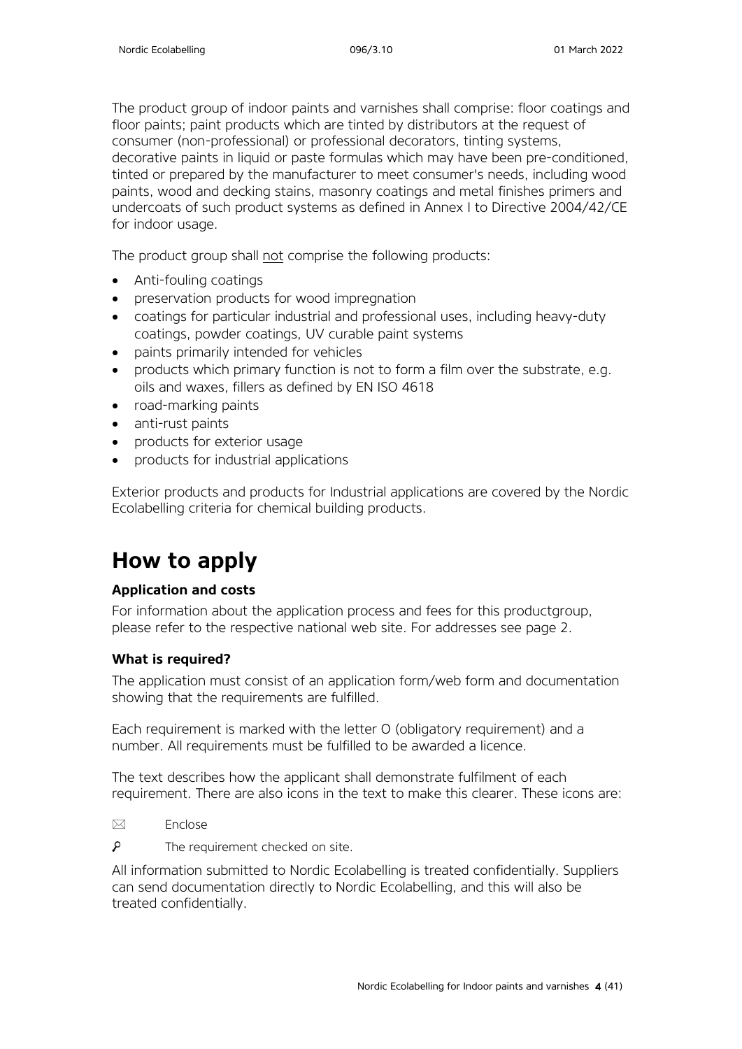The product group of indoor paints and varnishes shall comprise: floor coatings and floor paints; paint products which are tinted by distributors at the request of consumer (non-professional) or professional decorators, tinting systems, decorative paints in liquid or paste formulas which may have been pre-conditioned, tinted or prepared by the manufacturer to meet consumer's needs, including wood paints, wood and decking stains, masonry coatings and metal finishes primers and undercoats of such product systems as defined in Annex I to Directive 2004/42/CE for indoor usage.

The product group shall not comprise the following products:

- Anti-fouling coatings
- preservation products for wood impregnation
- coatings for particular industrial and professional uses, including heavy-duty coatings, powder coatings, UV curable paint systems
- paints primarily intended for vehicles
- products which primary function is not to form a film over the substrate, e.g. oils and waxes, fillers as defined by EN ISO 4618
- road-marking paints
- anti-rust paints
- products for exterior usage
- products for industrial applications

Exterior products and products for Industrial applications are covered by the Nordic Ecolabelling criteria for chemical building products.

# How to apply

### Application and costs

For information about the application process and fees for this productgroup, please refer to the respective national web site. For addresses see page 2.

### What is required?

The application must consist of an application form/web form and documentation showing that the requirements are fulfilled.

Each requirement is marked with the letter O (obligatory requirement) and a number. All requirements must be fulfilled to be awarded a licence.

The text describes how the applicant shall demonstrate fulfilment of each requirement. There are also icons in the text to make this clearer. These icons are:

✉ Enclose

⚲ The requirement checked on site.

All information submitted to Nordic Ecolabelling is treated confidentially. Suppliers can send documentation directly to Nordic Ecolabelling, and this will also be treated confidentially.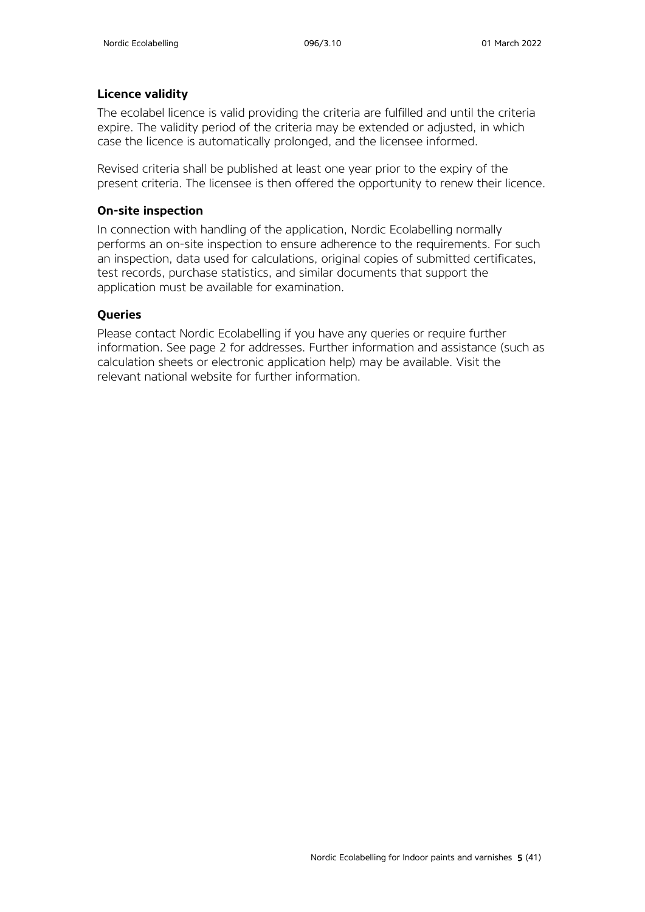### Licence validity

The ecolabel licence is valid providing the criteria are fulfilled and until the criteria expire. The validity period of the criteria may be extended or adjusted, in which case the licence is automatically prolonged, and the licensee informed.

Revised criteria shall be published at least one year prior to the expiry of the present criteria. The licensee is then offered the opportunity to renew their licence.

### On-site inspection

In connection with handling of the application, Nordic Ecolabelling normally performs an on-site inspection to ensure adherence to the requirements. For such an inspection, data used for calculations, original copies of submitted certificates, test records, purchase statistics, and similar documents that support the application must be available for examination.

### Queries

Please contact Nordic Ecolabelling if you have any queries or require further information. See page 2 for addresses. Further information and assistance (such as calculation sheets or electronic application help) may be available. Visit the relevant national website for further information.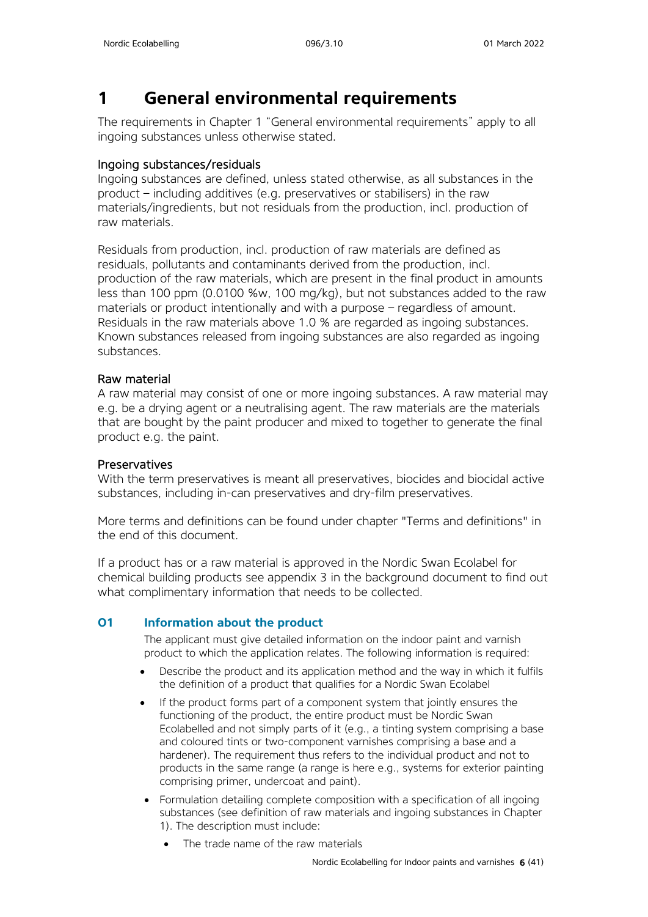# 1 General environmental requirements

The requirements in Chapter 1 "General environmental requirements" apply to all ingoing substances unless otherwise stated.

### Ingoing substances/residuals

Ingoing substances are defined, unless stated otherwise, as all substances in the product – including additives (e.g. preservatives or stabilisers) in the raw materials/ingredients, but not residuals from the production, incl. production of raw materials.

Residuals from production, incl. production of raw materials are defined as residuals, pollutants and contaminants derived from the production, incl. production of the raw materials, which are present in the final product in amounts less than 100 ppm (0.0100 %w, 100 mg/kg), but not substances added to the raw materials or product intentionally and with a purpose – regardless of amount. Residuals in the raw materials above 1.0 % are regarded as ingoing substances. Known substances released from ingoing substances are also regarded as ingoing substances.

### Raw material

A raw material may consist of one or more ingoing substances. A raw material may e.g. be a drying agent or a neutralising agent. The raw materials are the materials that are bought by the paint producer and mixed to together to generate the final product e.g. the paint.

### Preservatives

With the term preservatives is meant all preservatives, biocides and biocidal active substances, including in-can preservatives and dry-film preservatives.

More terms and definitions can be found under chapter "Terms and definitions" in the end of this document.

If a product has or a raw material is approved in the Nordic Swan Ecolabel for chemical building products see appendix 3 in the background document to find out what complimentary information that needs to be collected.

### O1 Information about the product

The applicant must give detailed information on the indoor paint and varnish product to which the application relates. The following information is required:

- Describe the product and its application method and the way in which it fulfils the definition of a product that qualifies for a Nordic Swan Ecolabel
- If the product forms part of a component system that jointly ensures the functioning of the product, the entire product must be Nordic Swan Ecolabelled and not simply parts of it (e.g., a tinting system comprising a base and coloured tints or two-component varnishes comprising a base and a hardener). The requirement thus refers to the individual product and not to products in the same range (a range is here e.g., systems for exterior painting comprising primer, undercoat and paint).
- Formulation detailing complete composition with a specification of all ingoing substances (see definition of raw materials and ingoing substances in Chapter 1). The description must include:
    - The trade name of the raw materials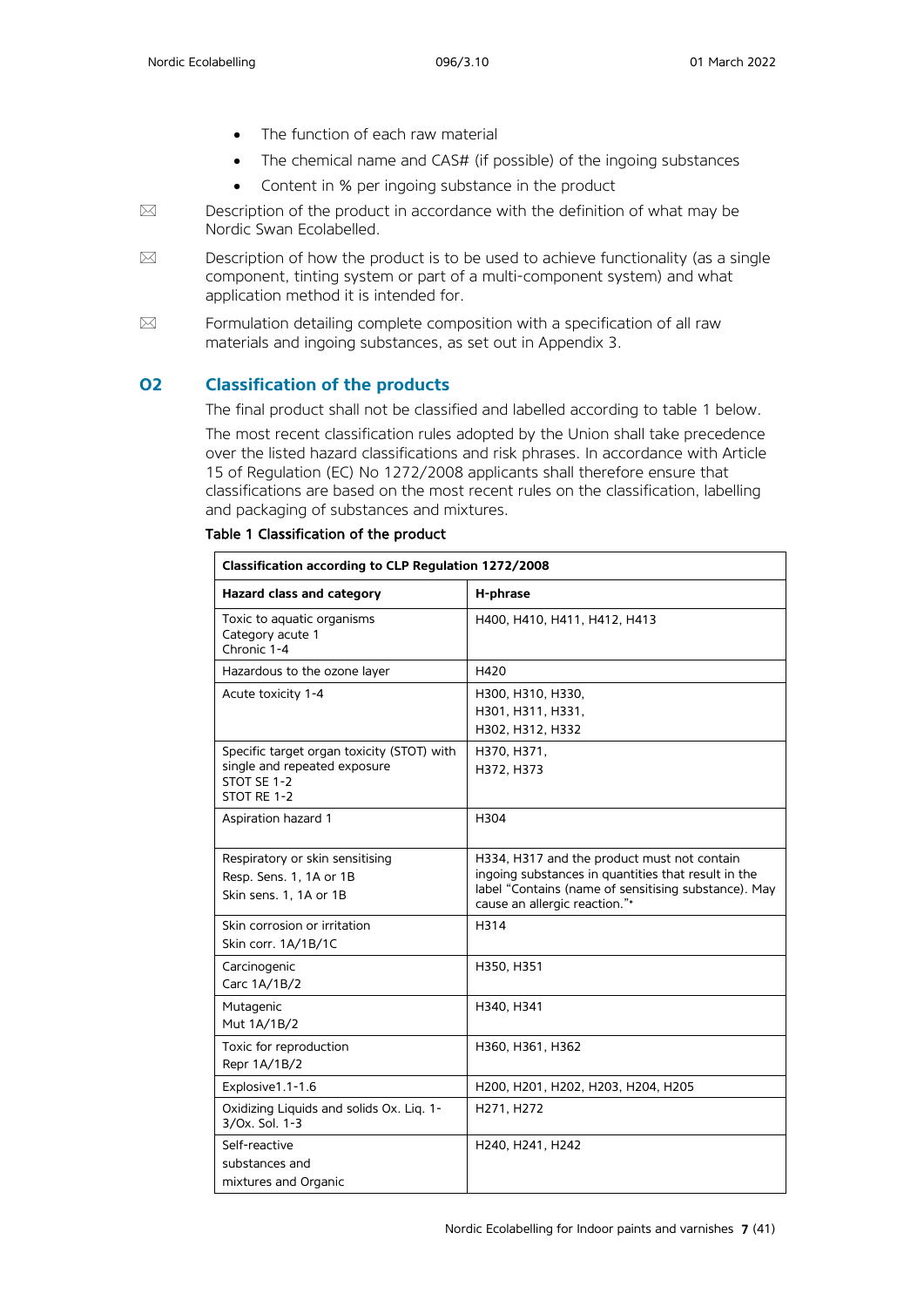- The function of each raw material
- The chemical name and CAS# (if possible) of the ingoing substances
- Content in % per ingoing substance in the product

⌧ Description of the product in accordance with the definition of what may be Nordic Swan Ecolabelled.

⌧ Description of how the product is to be used to achieve functionality (as a single component, tinting system or part of a multi-component system) and what application method it is intended for.

⌧ Formulation detailing complete composition with a specification of all raw materials and ingoing substances, as set out in Appendix 3.

## O2 Classification of the products

The final product shall not be classified and labelled according to table 1 below.

The most recent classification rules adopted by the Union shall take precedence over the listed hazard classifications and risk phrases. In accordance with Article 15 of Regulation (EC) No 1272/2008 applicants shall therefore ensure that classifications are based on the most recent rules on the classification, labelling and packaging of substances and mixtures.

**Table 1 Classification of the product**

| Classification according to CLP Regulation 1272/2008 | |
|---|---|
| **Hazard class and category** | **H-phrase** |
| Toxic to aquatic organisms Category acute 1 Chronic 1-4 | H400, H410, H411, H412, H413 |
| Hazardous to the ozone layer | H420 |
| Acute toxicity 1-4 | H300, H310, H330, H301, H311, H331, H302, H312, H332 |
| Specific target organ toxicity (STOT) with single and repeated exposure STOT SE 1-2 STOT RE 1-2 | H370, H371, H372, H373 |
| Aspiration hazard 1 | H304 |
| Respiratory or skin sensitising Resp. Sens. 1, 1A or 1B Skin sens. 1, 1A or 1B | H334, H317 and the product must not contain ingoing substances in quantities that result in the label "Contains (name of sensitising substance). May cause an allergic reaction."* |
| Skin corrosion or irritation Skin corr. 1A/1B/1C | H314 |
| Carcinogenic Carc 1A/1B/2 | H350, H351 |
| Mutagenic Mut 1A/1B/2 | H340, H341 |
| Toxic for reproduction Repr 1A/1B/2 | H360, H361, H362 |
| Explosive1.1-1.6 | H200, H201, H202, H203, H204, H205 |
| Oxidizing Liquids and solids Ox. Liq. 1-3/Ox. Sol. 1-3 | H271, H272 |
| Self-reactive substances and mixtures and Organic | H240, H241, H242 |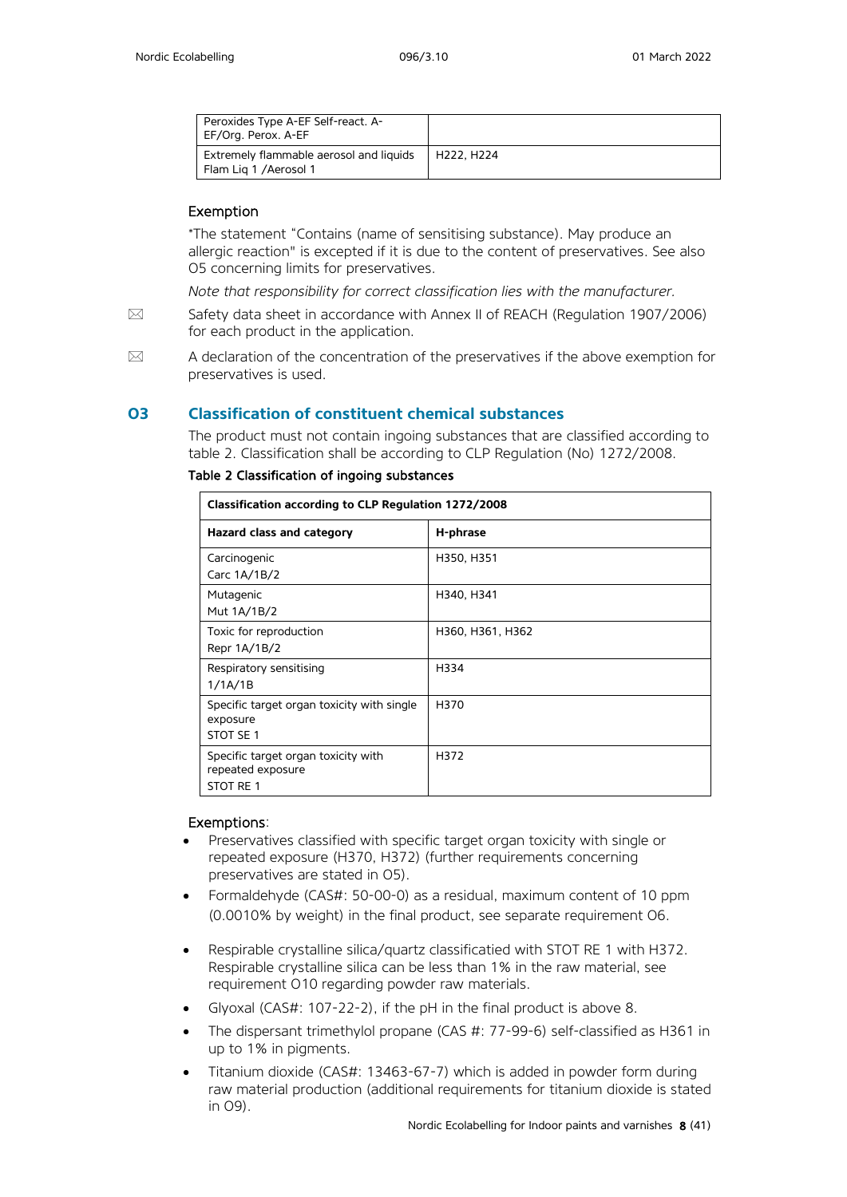| | |
|---|---|
| Peroxides Type A-EF Self-react. A-EF/Org. Perox. A-EF | |
| Extremely flammable aerosol and liquids Flam Liq 1 /Aerosol 1 | H222, H224 |

Exemption

*The statement "Contains (name of sensitising substance). May produce an allergic reaction" is excepted if it is due to the content of preservatives. See also O5 concerning limits for preservatives.

*Note that responsibility for correct classification lies with the manufacturer.*

✉ Safety data sheet in accordance with Annex II of REACH (Regulation 1907/2006) for each product in the application.

✉ A declaration of the concentration of the preservatives if the above exemption for preservatives is used.

## O3 Classification of constituent chemical substances

The product must not contain ingoing substances that are classified according to table 2. Classification shall be according to CLP Regulation (No) 1272/2008.

**Table 2 Classification of ingoing substances**

| **Classification according to CLP Regulation 1272/2008** | |
|---|---|
| **Hazard class and category** | **H-phrase** |
| Carcinogenic<br>Carc 1A/1B/2 | H350, H351 |
| Mutagenic<br>Mut 1A/1B/2 | H340, H341 |
| Toxic for reproduction<br>Repr 1A/1B/2 | H360, H361, H362 |
| Respiratory sensitising<br>1/1A/1B | H334 |
| Specific target organ toxicity with single exposure<br>STOT SE 1 | H370 |
| Specific target organ toxicity with repeated exposure<br>STOT RE 1 | H372 |

Exemptions:

- Preservatives classified with specific target organ toxicity with single or repeated exposure (H370, H372) (further requirements concerning preservatives are stated in O5).
- Formaldehyde (CAS#: 50-00-0) as a residual, maximum content of 10 ppm (0.0010% by weight) in the final product, see separate requirement O6.
- Respirable crystalline silica/quartz classificatied with STOT RE 1 with H372. Respirable crystalline silica can be less than 1% in the raw material, see requirement O10 regarding powder raw materials.
- Glyoxal (CAS#: 107-22-2), if the pH in the final product is above 8.
- The dispersant trimethylol propane (CAS #: 77-99-6) self-classified as H361 in up to 1% in pigments.
- Titanium dioxide (CAS#: 13463-67-7) which is added in powder form during raw material production (additional requirements for titanium dioxide is stated in O9).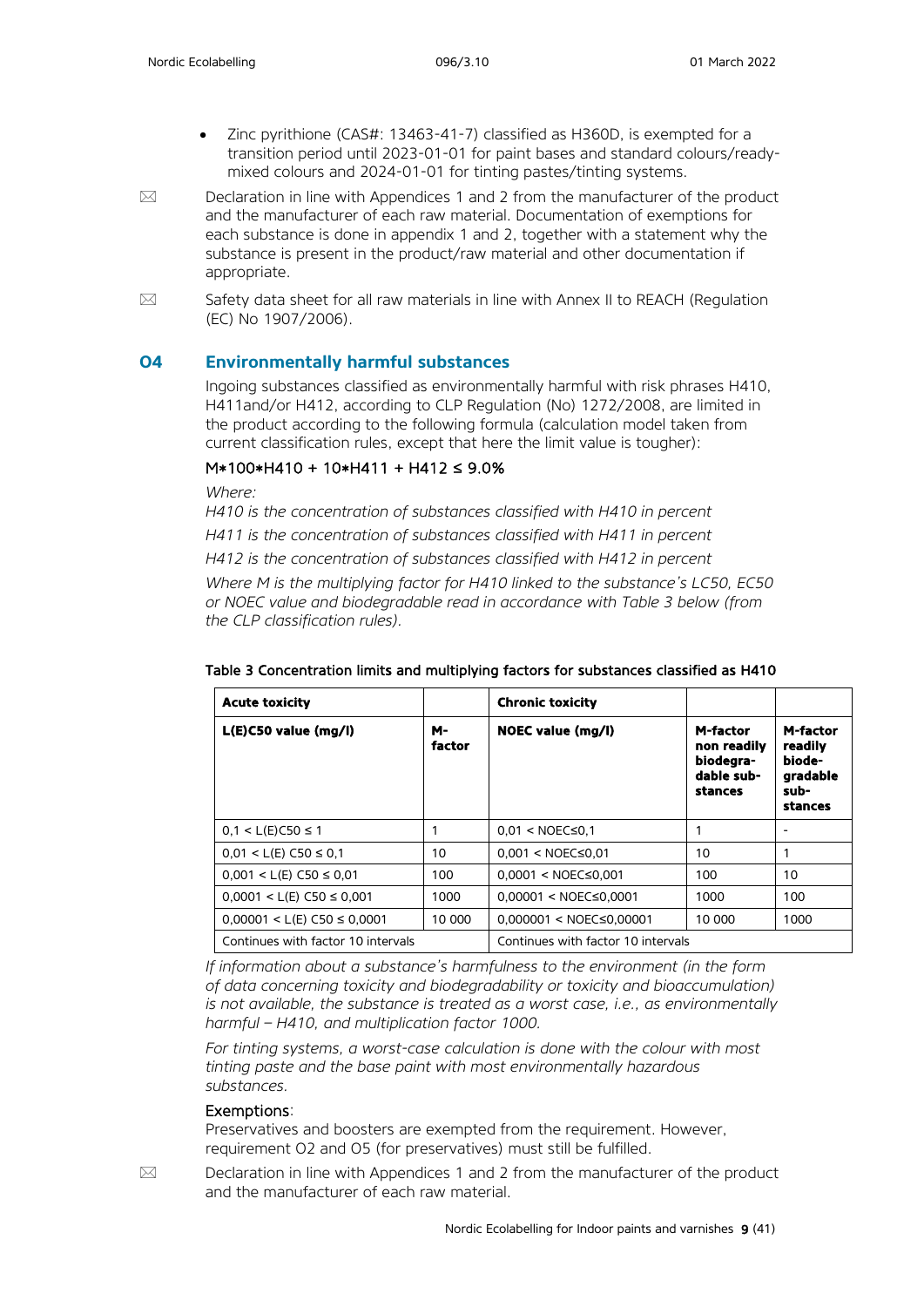- Zinc pyrithione (CAS#: 13463-41-7) classified as H360D, is exempted for a transition period until 2023-01-01 for paint bases and standard colours/ready-mixed colours and 2024-01-01 for tinting pastes/tinting systems.

⊠ Declaration in line with Appendices 1 and 2 from the manufacturer of the product and the manufacturer of each raw material. Documentation of exemptions for each substance is done in appendix 1 and 2, together with a statement why the substance is present in the product/raw material and other documentation if appropriate.

⊠ Safety data sheet for all raw materials in line with Annex II to REACH (Regulation (EC) No 1907/2006).

## O4 Environmentally harmful substances

Ingoing substances classified as environmentally harmful with risk phrases H410, H411and/or H412, according to CLP Regulation (No) 1272/2008, are limited in the product according to the following formula (calculation model taken from current classification rules, except that here the limit value is tougher):

$$M*100*H410 + 10*H411 + H412 \leq 9.0\%$$

*Where:*

*H410 is the concentration of substances classified with H410 in percent*

*H411 is the concentration of substances classified with H411 in percent*

*H412 is the concentration of substances classified with H412 in percent*

*Where M is the multiplying factor for H410 linked to the substance's LC50, EC50 or NOEC value and biodegradable read in accordance with Table 3 below (from the CLP classification rules).*

**Table 3 Concentration limits and multiplying factors for substances classified as H410**

| **Acute toxicity** | | **Chronic toxicity** | | |
|---|---|---|---|---|
| **L(E)C50 value (mg/l)** | **M-factor** | **NOEC value (mg/l)** | **M-factor non readily biodegradable substances** | **M-factor readily biodegradable substances** |
| 0,1 < L(E)C50 ≤ 1 | 1 | 0,01 < NOEC≤0,1 | 1 | - |
| 0,01 < L(E) C50 ≤ 0,1 | 10 | 0,001 < NOEC≤0,01 | 10 | 1 |
| 0,001 < L(E) C50 ≤ 0,01 | 100 | 0,0001 < NOEC≤0,001 | 100 | 10 |
| 0,0001 < L(E) C50 ≤ 0,001 | 1000 | 0,00001 < NOEC≤0,0001 | 1000 | 100 |
| 0,00001 < L(E) C50 ≤ 0,0001 | 10 000 | 0,000001 < NOEC≤0,00001 | 10 000 | 1000 |
| Continues with factor 10 intervals | | Continues with factor 10 intervals | | |

*If information about a substance's harmfulness to the environment (in the form of data concerning toxicity and biodegradability or toxicity and bioaccumulation) is not available, the substance is treated as a worst case, i.e., as environmentally harmful – H410, and multiplication factor 1000.*

*For tinting systems, a worst-case calculation is done with the colour with most tinting paste and the base paint with most environmentally hazardous substances.*

Exemptions:

Preservatives and boosters are exempted from the requirement. However, requirement O2 and O5 (for preservatives) must still be fulfilled.

⊠ Declaration in line with Appendices 1 and 2 from the manufacturer of the product and the manufacturer of each raw material.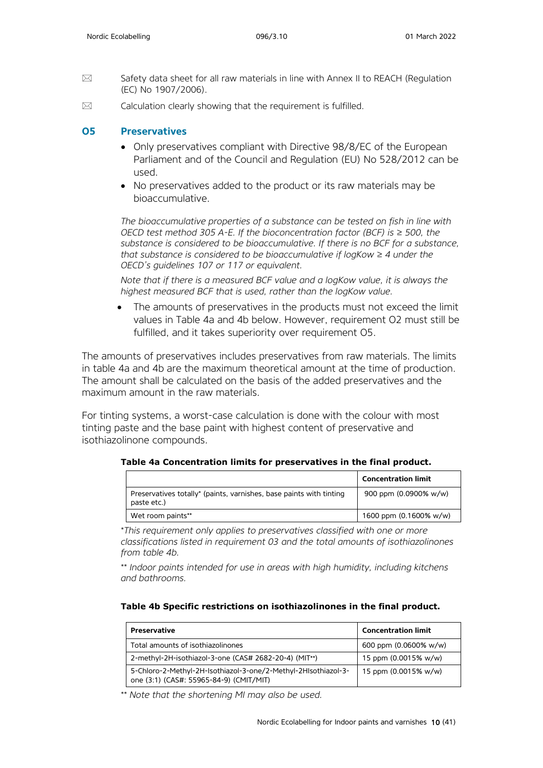✉ Safety data sheet for all raw materials in line with Annex II to REACH (Regulation (EC) No 1907/2006).

✉ Calculation clearly showing that the requirement is fulfilled.

## O5 Preservatives

- Only preservatives compliant with Directive 98/8/EC of the European Parliament and of the Council and Regulation (EU) No 528/2012 can be used.
- No preservatives added to the product or its raw materials may be bioaccumulative.

*The bioaccumulative properties of a substance can be tested on fish in line with OECD test method 305 A-E. If the bioconcentration factor (BCF) is ≥ 500, the substance is considered to be bioaccumulative. If there is no BCF for a substance, that substance is considered to be bioaccumulative if logKow ≥ 4 under the OECD's guidelines 107 or 117 or equivalent.*

*Note that if there is a measured BCF value and a logKow value, it is always the highest measured BCF that is used, rather than the logKow value.*

- The amounts of preservatives in the products must not exceed the limit values in Table 4a and 4b below. However, requirement O2 must still be fulfilled, and it takes superiority over requirement O5.

The amounts of preservatives includes preservatives from raw materials. The limits in table 4a and 4b are the maximum theoretical amount at the time of production. The amount shall be calculated on the basis of the added preservatives and the maximum amount in the raw materials.

For tinting systems, a worst-case calculation is done with the colour with most tinting paste and the base paint with highest content of preservative and isothiazolinone compounds.

**Table 4a Concentration limits for preservatives in the final product.**

| | Concentration limit |
|---|---|
| Preservatives totally* (paints, varnishes, base paints with tinting paste etc.) | 900 ppm (0.0900% w/w) |
| Wet room paints** | 1600 ppm (0.1600% w/w) |

*\*This requirement only applies to preservatives classified with one or more classifications listed in requirement O3 and the total amounts of isothiazolinones from table 4b.*

*\*\* Indoor paints intended for use in areas with high humidity, including kitchens and bathrooms.*

**Table 4b Specific restrictions on isothiazolinones in the final product.**

| Preservative | Concentration limit |
|---|---|
| Total amounts of isothiazolinones | 600 ppm (0.0600% w/w) |
| 2-methyl-2H-isothiazol-3-one (CAS# 2682-20-4) (MIT**) | 15 ppm (0.0015% w/w) |
| 5-Chloro-2-Methyl-2H-Isothiazol-3-one/2-Methyl-2HIsothiazol-3-one (3:1) (CAS#: 55965-84-9) (CMIT/MIT) | 15 ppm (0.0015% w/w) |

*\*\* Note that the shortening MI may also be used.*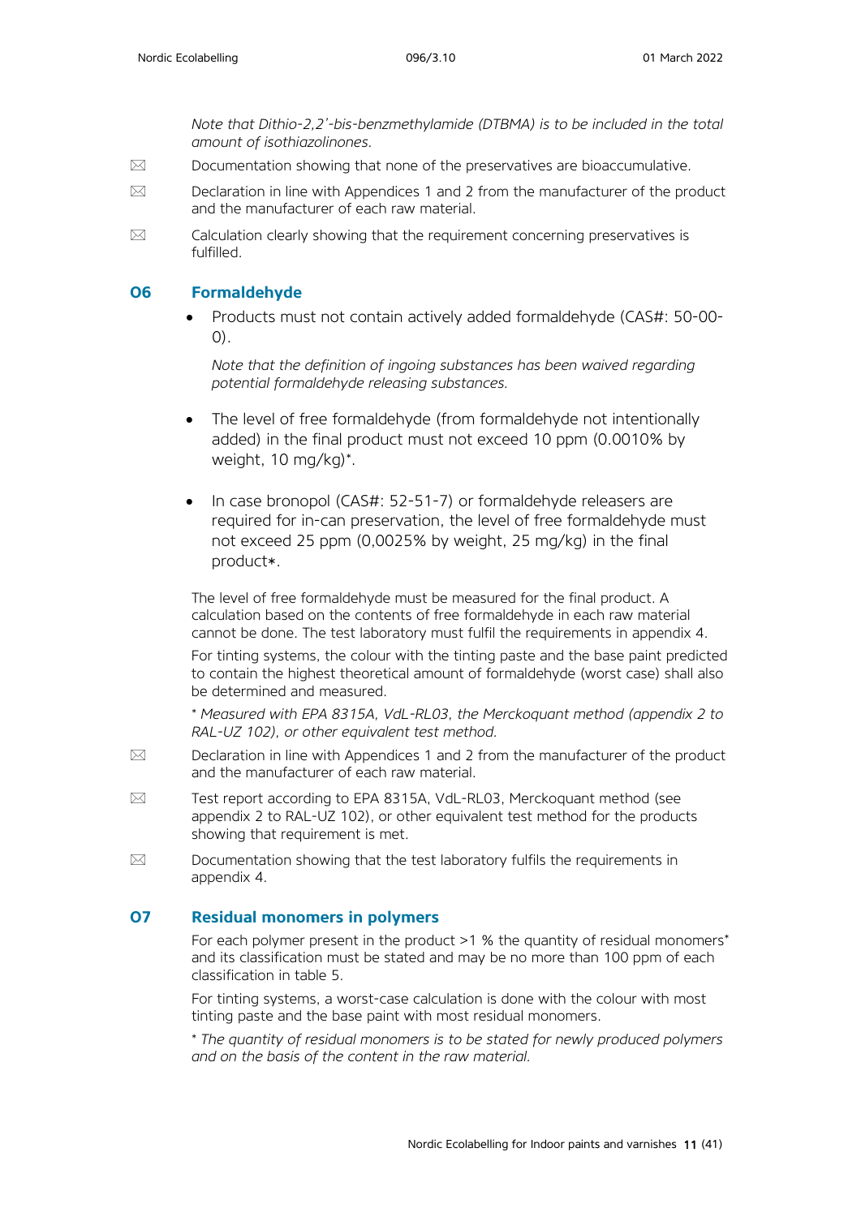*Note that Dithio-2,2'-bis-benzmethylamide (DTBMA) is to be included in the total amount of isothiazolinones.*

☒ Documentation showing that none of the preservatives are bioaccumulative.

☒ Declaration in line with Appendices 1 and 2 from the manufacturer of the product and the manufacturer of each raw material.

☒ Calculation clearly showing that the requirement concerning preservatives is fulfilled.

## O6 Formaldehyde

- Products must not contain actively added formaldehyde (CAS#: 50-00-0).

  *Note that the definition of ingoing substances has been waived regarding potential formaldehyde releasing substances.*

- The level of free formaldehyde (from formaldehyde not intentionally added) in the final product must not exceed 10 ppm (0.0010% by weight, 10 mg/kg)*.

- In case bronopol (CAS#: 52-51-7) or formaldehyde releasers are required for in-can preservation, the level of free formaldehyde must not exceed 25 ppm (0,0025% by weight, 25 mg/kg) in the final product*.

The level of free formaldehyde must be measured for the final product. A calculation based on the contents of free formaldehyde in each raw material cannot be done. The test laboratory must fulfil the requirements in appendix 4.

For tinting systems, the colour with the tinting paste and the base paint predicted to contain the highest theoretical amount of formaldehyde (worst case) shall also be determined and measured.

\* *Measured with EPA 8315A, VdL-RL03, the Merckoquant method (appendix 2 to RAL-UZ 102), or other equivalent test method.*

☒ Declaration in line with Appendices 1 and 2 from the manufacturer of the product and the manufacturer of each raw material.

☒ Test report according to EPA 8315A, VdL-RL03, Merckoquant method (see appendix 2 to RAL-UZ 102), or other equivalent test method for the products showing that requirement is met.

☒ Documentation showing that the test laboratory fulfils the requirements in appendix 4.

## O7 Residual monomers in polymers

For each polymer present in the product >1 % the quantity of residual monomers* and its classification must be stated and may be no more than 100 ppm of each classification in table 5.

For tinting systems, a worst-case calculation is done with the colour with most tinting paste and the base paint with most residual monomers.

\* *The quantity of residual monomers is to be stated for newly produced polymers and on the basis of the content in the raw material.*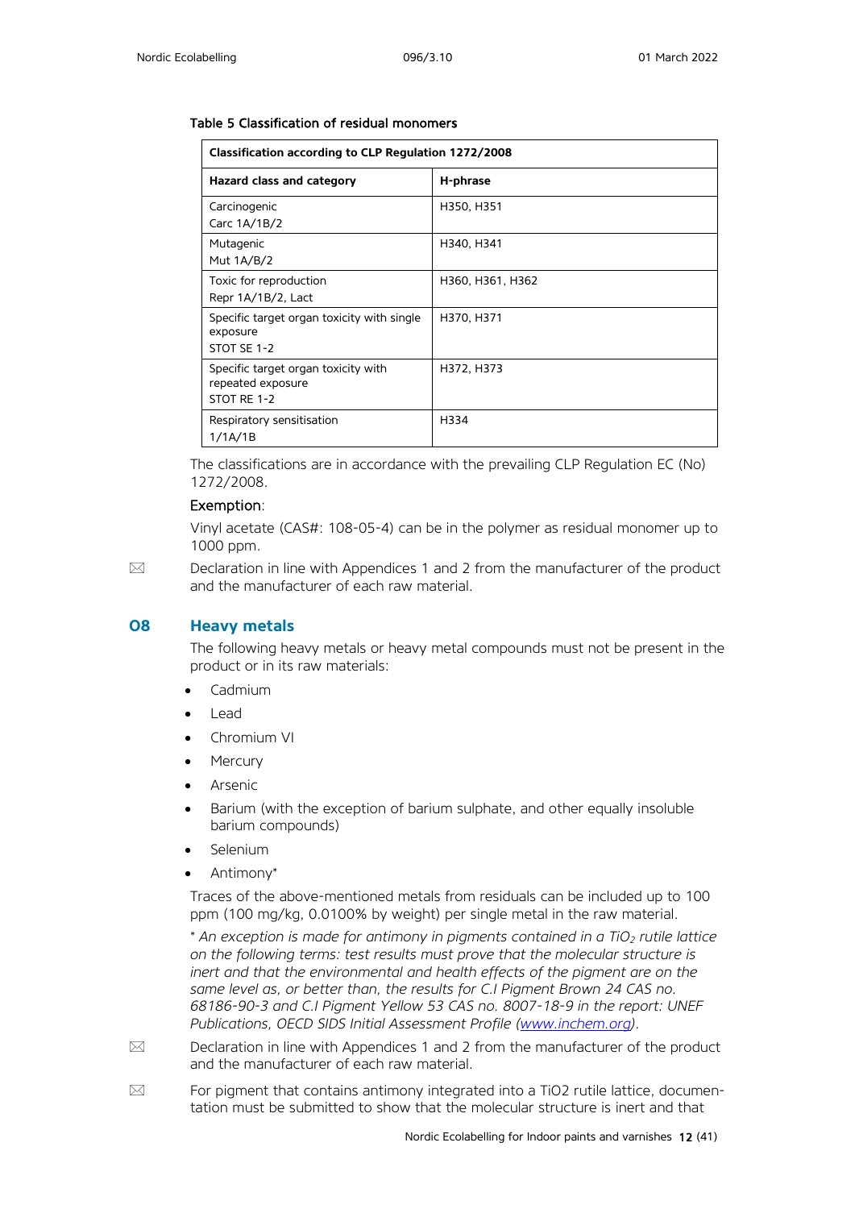Table 5 Classification of residual monomers

| Classification according to CLP Regulation 1272/2008 | |
|---|---|
| **Hazard class and category** | **H-phrase** |
| Carcinogenic<br>Carc 1A/1B/2 | H350, H351 |
| Mutagenic<br>Mut 1A/B/2 | H340, H341 |
| Toxic for reproduction<br>Repr 1A/1B/2, Lact | H360, H361, H362 |
| Specific target organ toxicity with single exposure<br>STOT SE 1-2 | H370, H371 |
| Specific target organ toxicity with repeated exposure<br>STOT RE 1-2 | H372, H373 |
| Respiratory sensitisation<br>1/1A/1B | H334 |

The classifications are in accordance with the prevailing CLP Regulation EC (No) 1272/2008.

Exemption:

Vinyl acetate (CAS#: 108-05-4) can be in the polymer as residual monomer up to 1000 ppm.

✉ Declaration in line with Appendices 1 and 2 from the manufacturer of the product and the manufacturer of each raw material.

## O8 Heavy metals

The following heavy metals or heavy metal compounds must not be present in the product or in its raw materials:

- Cadmium
- Lead
- Chromium VI
- Mercury
- Arsenic
- Barium (with the exception of barium sulphate, and other equally insoluble barium compounds)
- Selenium
- Antimony*

Traces of the above-mentioned metals from residuals can be included up to 100 ppm (100 mg/kg, 0.0100% by weight) per single metal in the raw material.

*\* An exception is made for antimony in pigments contained in a $TiO_2$ rutile lattice on the following terms: test results must prove that the molecular structure is inert and that the environmental and health effects of the pigment are on the same level as, or better than, the results for C.I Pigment Brown 24 CAS no. 68186-90-3 and C.I Pigment Yellow 53 CAS no. 8007-18-9 in the report: UNEF Publications, OECD SIDS Initial Assessment Profile ([www.inchem.org](www.inchem.org)).*

✉ Declaration in line with Appendices 1 and 2 from the manufacturer of the product and the manufacturer of each raw material.

✉ For pigment that contains antimony integrated into a TiO2 rutile lattice, documentation must be submitted to show that the molecular structure is inert and that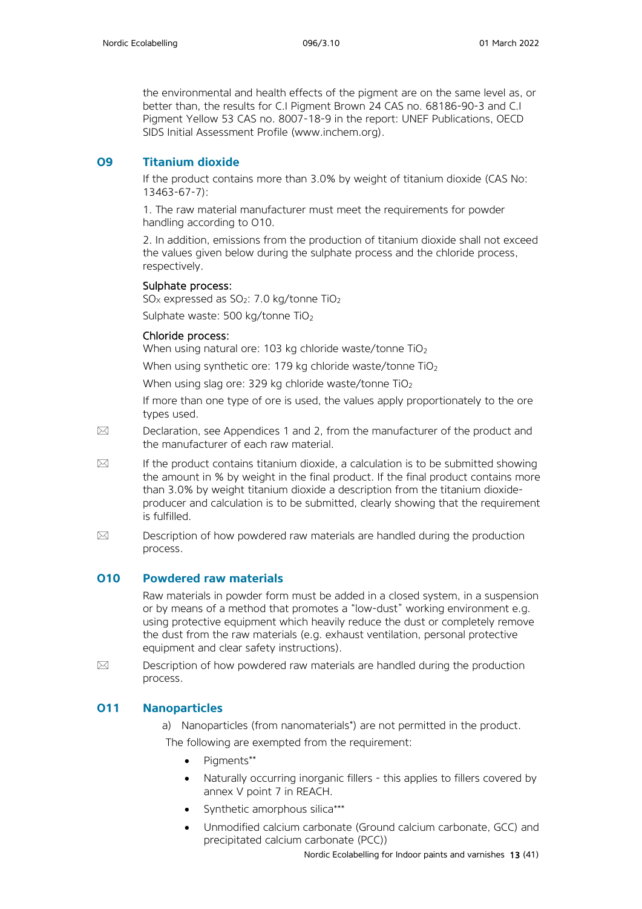the environmental and health effects of the pigment are on the same level as, or better than, the results for C.I Pigment Brown 24 CAS no. 68186-90-3 and C.I Pigment Yellow 53 CAS no. 8007-18-9 in the report: UNEF Publications, OECD SIDS Initial Assessment Profile (www.inchem.org).

## O9 Titanium dioxide

If the product contains more than 3.0% by weight of titanium dioxide (CAS No: 13463-67-7):

1. The raw material manufacturer must meet the requirements for powder handling according to O10.

2. In addition, emissions from the production of titanium dioxide shall not exceed the values given below during the sulphate process and the chloride process, respectively.

Sulphate process:
$SO_X$ expressed as $SO_2$: 7.0 kg/tonne $TiO_2$

Sulphate waste: 500 kg/tonne $TiO_2$

Chloride process:
When using natural ore: 103 kg chloride waste/tonne $TiO_2$

When using synthetic ore: 179 kg chloride waste/tonne $TiO_2$

When using slag ore: 329 kg chloride waste/tonne $TiO_2$

If more than one type of ore is used, the values apply proportionately to the ore types used.

✉ Declaration, see Appendices 1 and 2, from the manufacturer of the product and the manufacturer of each raw material.

✉ If the product contains titanium dioxide, a calculation is to be submitted showing the amount in % by weight in the final product. If the final product contains more than 3.0% by weight titanium dioxide a description from the titanium dioxide-producer and calculation is to be submitted, clearly showing that the requirement is fulfilled.

✉ Description of how powdered raw materials are handled during the production process.

## O10 Powdered raw materials

Raw materials in powder form must be added in a closed system, in a suspension or by means of a method that promotes a "low-dust" working environment e.g. using protective equipment which heavily reduce the dust or completely remove the dust from the raw materials (e.g. exhaust ventilation, personal protective equipment and clear safety instructions).

✉ Description of how powdered raw materials are handled during the production process.

## O11 Nanoparticles

a) Nanoparticles (from nanomaterials*) are not permitted in the product.

The following are exempted from the requirement:

- Pigments**
- Naturally occurring inorganic fillers - this applies to fillers covered by annex V point 7 in REACH.
- Synthetic amorphous silica***
- Unmodified calcium carbonate (Ground calcium carbonate, GCC) and precipitated calcium carbonate (PCC))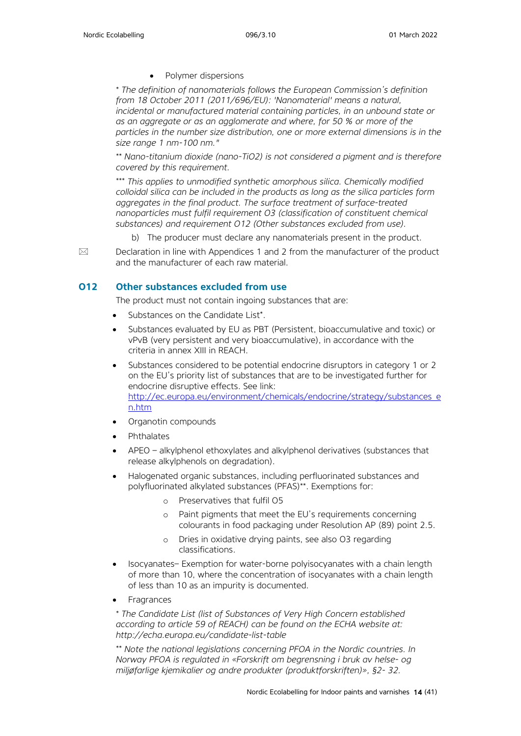- Polymer dispersions

*\* The definition of nanomaterials follows the European Commission's definition from 18 October 2011 (2011/696/EU): 'Nanomaterial' means a natural, incidental or manufactured material containing particles, in an unbound state or as an aggregate or as an agglomerate and where, for 50 % or more of the particles in the number size distribution, one or more external dimensions is in the size range 1 nm-100 nm."*

*\*\* Nano-titanium dioxide (nano-TiO2) is not considered a pigment and is therefore covered by this requirement.*

*\*\*\* This applies to unmodified synthetic amorphous silica. Chemically modified colloidal silica can be included in the products as long as the silica particles form aggregates in the final product. The surface treatment of surface-treated nanoparticles must fulfil requirement O3 (classification of constituent chemical substances) and requirement O12 (Other substances excluded from use).*

b) The producer must declare any nanomaterials present in the product.

✉ Declaration in line with Appendices 1 and 2 from the manufacturer of the product and the manufacturer of each raw material.

## O12 Other substances excluded from use

The product must not contain ingoing substances that are:

- Substances on the Candidate List*.
- Substances evaluated by EU as PBT (Persistent, bioaccumulative and toxic) or vPvB (very persistent and very bioaccumulative), in accordance with the criteria in annex XIII in REACH.
- Substances considered to be potential endocrine disruptors in category 1 or 2 on the EU's priority list of substances that are to be investigated further for endocrine disruptive effects. See link: http://ec.europa.eu/environment/chemicals/endocrine/strategy/substances_en.htm
- Organotin compounds
- Phthalates
- APEO – alkylphenol ethoxylates and alkylphenol derivatives (substances that release alkylphenols on degradation).
- Halogenated organic substances, including perfluorinated substances and polyfluorinated alkylated substances (PFAS)**. Exemptions for:
  - Preservatives that fulfil O5
  - Paint pigments that meet the EU's requirements concerning colourants in food packaging under Resolution AP (89) point 2.5.
  - Dries in oxidative drying paints, see also O3 regarding classifications.
- Isocyanates– Exemption for water-borne polyisocyanates with a chain length of more than 10, where the concentration of isocyanates with a chain length of less than 10 as an impurity is documented.
- Fragrances

*\* The Candidate List (list of Substances of Very High Concern established according to article 59 of REACH) can be found on the ECHA website at: http://echa.europa.eu/candidate-list-table*

*\*\* Note the national legislations concerning PFOA in the Nordic countries. In Norway PFOA is regulated in «Forskrift om begrensning i bruk av helse- og miljøfarlige kjemikalier og andre produkter (produktforskriften)», §2- 32.*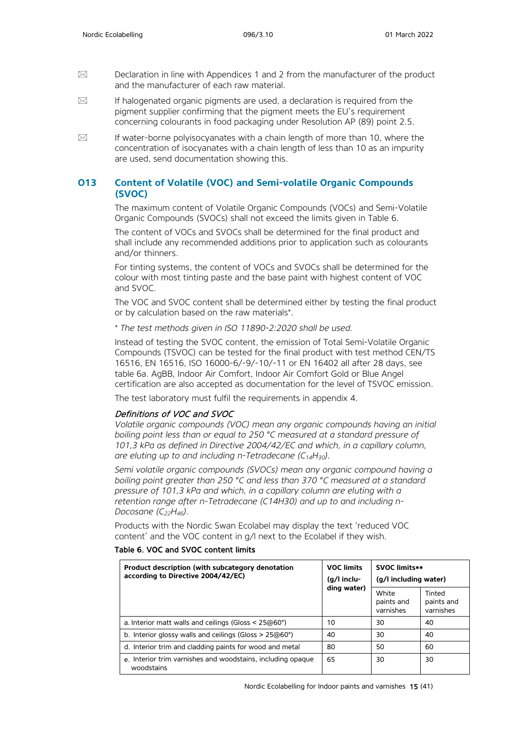☒ Declaration in line with Appendices 1 and 2 from the manufacturer of the product and the manufacturer of each raw material.

☒ If halogenated organic pigments are used, a declaration is required from the pigment supplier confirming that the pigment meets the EU's requirement concerning colourants in food packaging under Resolution AP (89) point 2.5.

☒ If water-borne polyisocyanates with a chain length of more than 10, where the concentration of isocyanates with a chain length of less than 10 as an impurity are used, send documentation showing this.

## O13 Content of Volatile (VOC) and Semi-volatile Organic Compounds (SVOC)

The maximum content of Volatile Organic Compounds (VOCs) and Semi-Volatile Organic Compounds (SVOCs) shall not exceed the limits given in Table 6.

The content of VOCs and SVOCs shall be determined for the final product and shall include any recommended additions prior to application such as colourants and/or thinners.

For tinting systems, the content of VOCs and SVOCs shall be determined for the colour with most tinting paste and the base paint with highest content of VOC and SVOC.

The VOC and SVOC content shall be determined either by testing the final product or by calculation based on the raw materials*.

\* *The test methods given in ISO 11890-2:2020 shall be used.*

Instead of testing the SVOC content, the emission of Total Semi-Volatile Organic Compounds (TSVOC) can be tested for the final product with test method CEN/TS 16516, EN 16516, ISO 16000-6/-9/-10/-11 or EN 16402 all after 28 days, see table 6a. AgBB, Indoor Air Comfort, Indoor Air Comfort Gold or Blue Angel certification are also accepted as documentation for the level of TSVOC emission.

The test laboratory must fulfil the requirements in appendix 4.

### *Definitions of VOC and SVOC*

*Volatile organic compounds (VOC) mean any organic compounds having an initial boiling point less than or equal to 250 °C measured at a standard pressure of 101,3 kPa as defined in Directive 2004/42/EC and which, in a capillary column, are eluting up to and including n-Tetradecane ($C_{14}H_{30}$).*

*Semi volatile organic compounds (SVOCs) mean any organic compound having a boiling point greater than 250 °C and less than 370 °C measured at a standard pressure of 101,3 kPa and which, in a capillary column are eluting with a retention range after n-Tetradecane (C14H30) and up to and including n-Docosane ($C_{22}H_{46}$).*

Products with the Nordic Swan Ecolabel may display the text 'reduced VOC content' and the VOC content in g/l next to the Ecolabel if they wish.

**Table 6. VOC and SVOC content limits**

| Product description (with subcategory denotation according to Directive 2004/42/EC) | VOC limits (g/l including water) | SVOC limits** (g/l including water) | |
|---|---|---|---|
| | | White paints and varnishes | Tinted paints and varnishes |
| a. Interior matt walls and ceilings (Gloss < 25@60°) | 10 | 30 | 40 |
| b. Interior glossy walls and ceilings (Gloss > 25@60°) | 40 | 30 | 40 |
| d. Interior trim and cladding paints for wood and metal | 80 | 50 | 60 |
| e. Interior trim varnishes and woodstains, including opaque woodstains | 65 | 30 | 30 |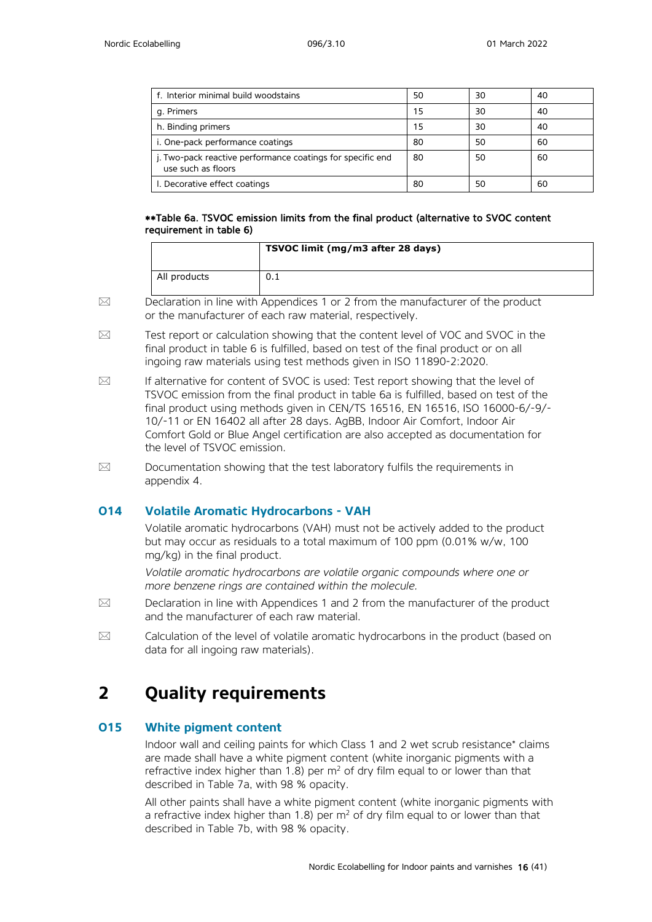| f. Interior minimal build woodstains | 50 | 30 | 40 |
|---|---|---|---|
| g. Primers | 15 | 30 | 40 |
| h. Binding primers | 15 | 30 | 40 |
| i. One-pack performance coatings | 80 | 50 | 60 |
| j. Two-pack reactive performance coatings for specific end use such as floors | 80 | 50 | 60 |
| l. Decorative effect coatings | 80 | 50 | 60 |

****Table 6a. TSVOC emission limits from the final product (alternative to SVOC content requirement in table 6)**

| | TSVOC limit (mg/m3 after 28 days) |
|---|---|
| All products | 0.1 |

☒ Declaration in line with Appendices 1 or 2 from the manufacturer of the product or the manufacturer of each raw material, respectively.

☒ Test report or calculation showing that the content level of VOC and SVOC in the final product in table 6 is fulfilled, based on test of the final product or on all ingoing raw materials using test methods given in ISO 11890-2:2020.

☒ If alternative for content of SVOC is used: Test report showing that the level of TSVOC emission from the final product in table 6a is fulfilled, based on test of the final product using methods given in CEN/TS 16516, EN 16516, ISO 16000-6/-9/-10/-11 or EN 16402 all after 28 days. AgBB, Indoor Air Comfort, Indoor Air Comfort Gold or Blue Angel certification are also accepted as documentation for the level of TSVOC emission.

☒ Documentation showing that the test laboratory fulfils the requirements in appendix 4.

### O14 Volatile Aromatic Hydrocarbons - VAH

Volatile aromatic hydrocarbons (VAH) must not be actively added to the product but may occur as residuals to a total maximum of 100 ppm (0.01% w/w, 100 mg/kg) in the final product.

*Volatile aromatic hydrocarbons are volatile organic compounds where one or more benzene rings are contained within the molecule.*

☒ Declaration in line with Appendices 1 and 2 from the manufacturer of the product and the manufacturer of each raw material.

☒ Calculation of the level of volatile aromatic hydrocarbons in the product (based on data for all ingoing raw materials).

## 2 Quality requirements

### O15 White pigment content

Indoor wall and ceiling paints for which Class 1 and 2 wet scrub resistance* claims are made shall have a white pigment content (white inorganic pigments with a refractive index higher than 1.8) per $m^2$ of dry film equal to or lower than that described in Table 7a, with 98 % opacity.

All other paints shall have a white pigment content (white inorganic pigments with a refractive index higher than 1.8) per $m^2$ of dry film equal to or lower than that described in Table 7b, with 98 % opacity.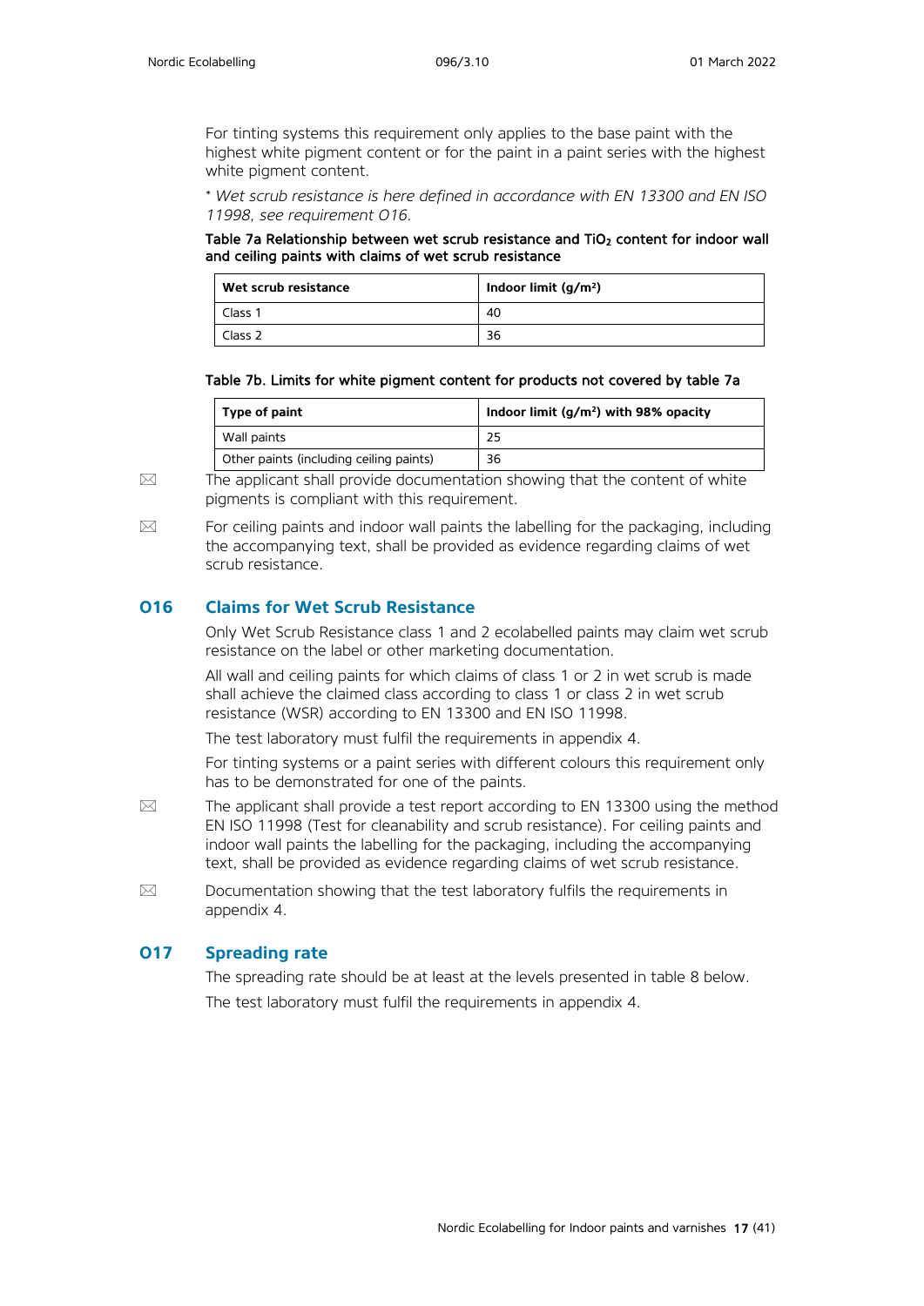For tinting systems this requirement only applies to the base paint with the highest white pigment content or for the paint in a paint series with the highest white pigment content.

* *Wet scrub resistance is here defined in accordance with EN 13300 and EN ISO 11998, see requirement O16.*

**Table 7a Relationship between wet scrub resistance and $TiO_2$ content for indoor wall and ceiling paints with claims of wet scrub resistance**

| Wet scrub resistance | Indoor limit ($g/m^2$) |
|---|---|
| Class 1 | 40 |
| Class 2 | 36 |

**Table 7b. Limits for white pigment content for products not covered by table 7a**

| Type of paint | Indoor limit ($g/m^2$) with 98% opacity |
|---|---|
| Wall paints | 25 |
| Other paints (including ceiling paints) | 36 |

✉ The applicant shall provide documentation showing that the content of white pigments is compliant with this requirement.

✉ For ceiling paints and indoor wall paints the labelling for the packaging, including the accompanying text, shall be provided as evidence regarding claims of wet scrub resistance.

## O16 Claims for Wet Scrub Resistance

Only Wet Scrub Resistance class 1 and 2 ecolabelled paints may claim wet scrub resistance on the label or other marketing documentation.

All wall and ceiling paints for which claims of class 1 or 2 in wet scrub is made shall achieve the claimed class according to class 1 or class 2 in wet scrub resistance (WSR) according to EN 13300 and EN ISO 11998.

The test laboratory must fulfil the requirements in appendix 4.

For tinting systems or a paint series with different colours this requirement only has to be demonstrated for one of the paints.

✉ The applicant shall provide a test report according to EN 13300 using the method EN ISO 11998 (Test for cleanability and scrub resistance). For ceiling paints and indoor wall paints the labelling for the packaging, including the accompanying text, shall be provided as evidence regarding claims of wet scrub resistance.

✉ Documentation showing that the test laboratory fulfils the requirements in appendix 4.

## O17 Spreading rate

The spreading rate should be at least at the levels presented in table 8 below.

The test laboratory must fulfil the requirements in appendix 4.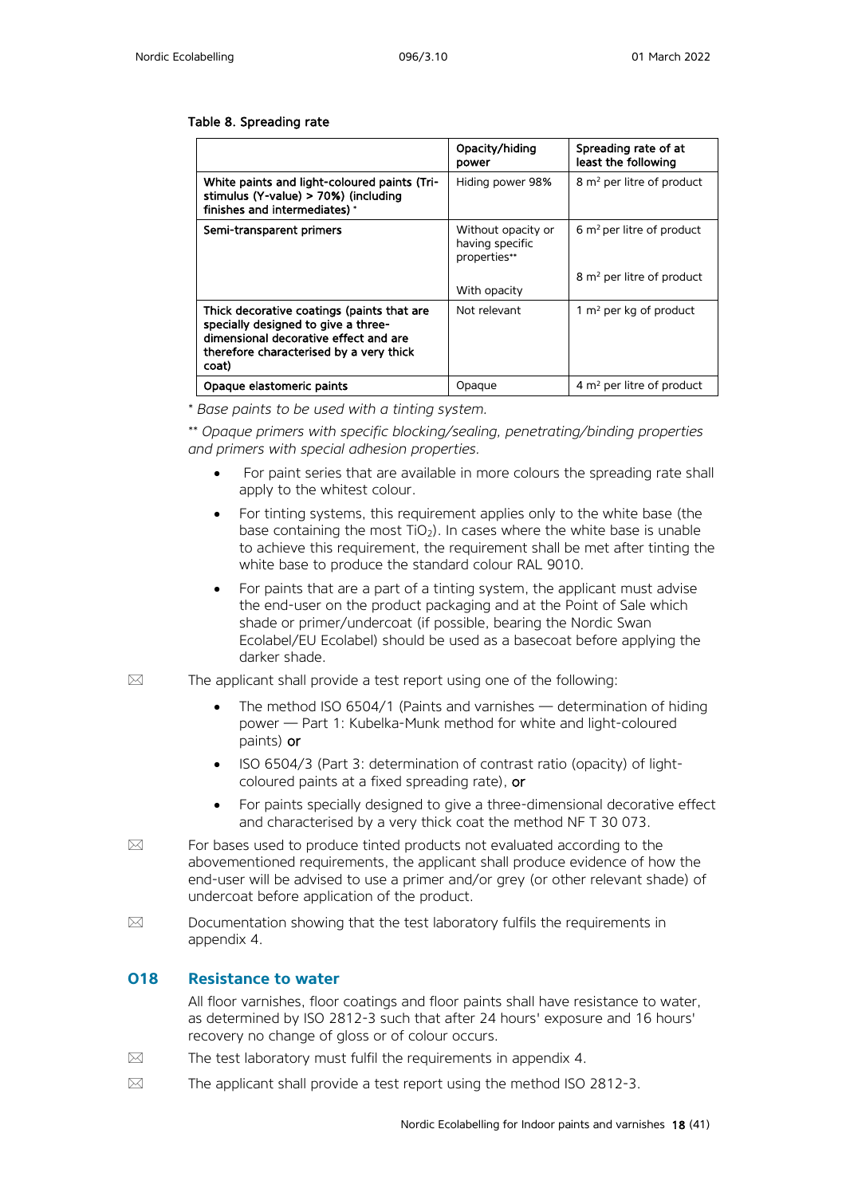**Table 8. Spreading rate**

| | Opacity/hiding power | Spreading rate of at least the following |
|---|---|---|
| **White paints and light-coloured paints (Tri-stimulus (Y-value) > 70%) (including finishes and intermediates)** * | Hiding power 98% | 8 $m^2$ per litre of product |
| **Semi-transparent primers** | Without opacity or having specific properties**<br><br>With opacity | 6 $m^2$ per litre of product<br><br>8 $m^2$ per litre of product |
| **Thick decorative coatings (paints that are specially designed to give a three-dimensional decorative effect and are therefore characterised by a very thick coat)** | Not relevant | 1 $m^2$ per kg of product |
| **Opaque elastomeric paints** | Opaque | 4 $m^2$ per litre of product |

*\* Base paints to be used with a tinting system.*

*\*\* Opaque primers with specific blocking/sealing, penetrating/binding properties and primers with special adhesion properties.*

- For paint series that are available in more colours the spreading rate shall apply to the whitest colour.
- For tinting systems, this requirement applies only to the white base (the base containing the most $TiO_2$). In cases where the white base is unable to achieve this requirement, the requirement shall be met after tinting the white base to produce the standard colour RAL 9010.
- For paints that are a part of a tinting system, the applicant must advise the end-user on the product packaging and at the Point of Sale which shade or primer/undercoat (if possible, bearing the Nordic Swan Ecolabel/EU Ecolabel) should be used as a basecoat before applying the darker shade.

✉ The applicant shall provide a test report using one of the following:

- The method ISO 6504/1 (Paints and varnishes — determination of hiding power — Part 1: Kubelka-Munk method for white and light-coloured paints) **or**
- ISO 6504/3 (Part 3: determination of contrast ratio (opacity) of light-coloured paints at a fixed spreading rate), **or**
- For paints specially designed to give a three-dimensional decorative effect and characterised by a very thick coat the method NF T 30 073.

✉ For bases used to produce tinted products not evaluated according to the abovementioned requirements, the applicant shall produce evidence of how the end-user will be advised to use a primer and/or grey (or other relevant shade) of undercoat before application of the product.

✉ Documentation showing that the test laboratory fulfils the requirements in appendix 4.

## O18 Resistance to water

All floor varnishes, floor coatings and floor paints shall have resistance to water, as determined by ISO 2812-3 such that after 24 hours' exposure and 16 hours' recovery no change of gloss or of colour occurs.

✉ The test laboratory must fulfil the requirements in appendix 4.

✉ The applicant shall provide a test report using the method ISO 2812-3.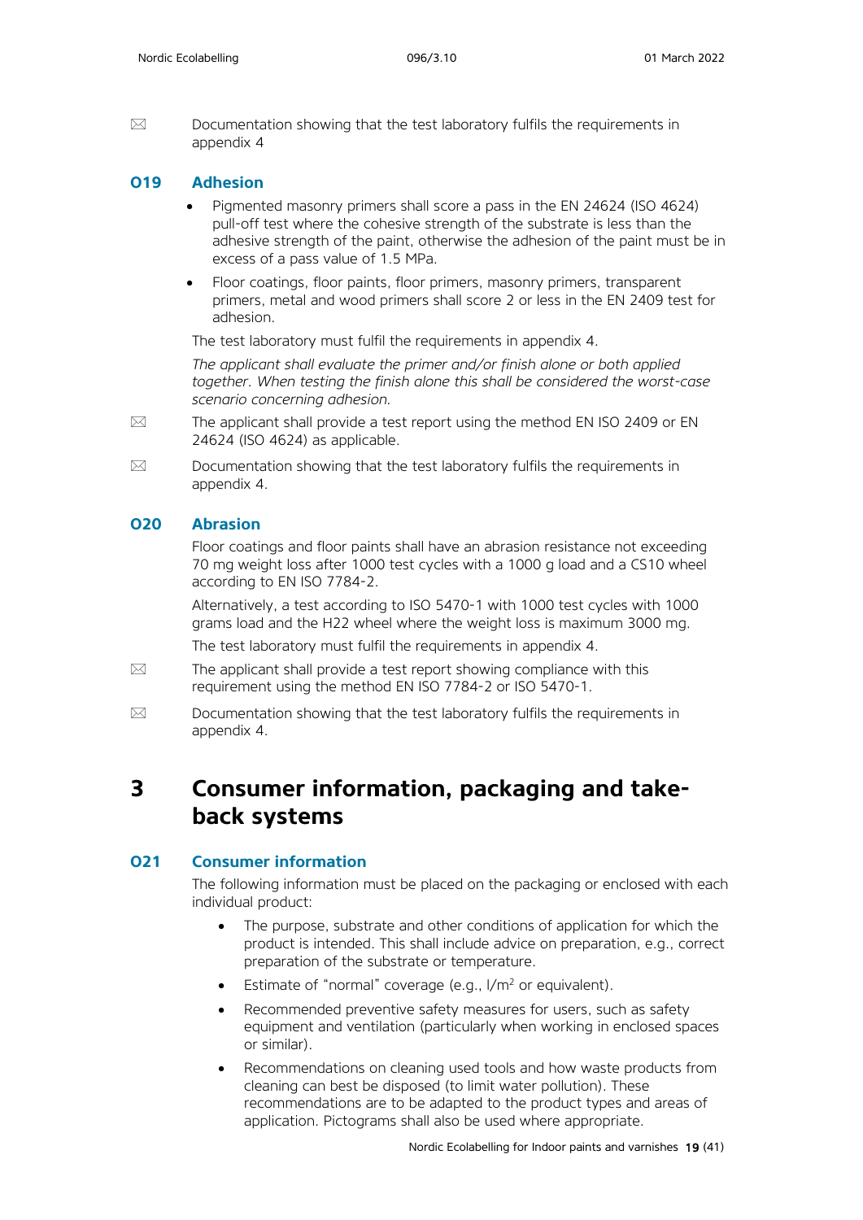✉ Documentation showing that the test laboratory fulfils the requirements in appendix 4

### O19 Adhesion

- Pigmented masonry primers shall score a pass in the EN 24624 (ISO 4624) pull-off test where the cohesive strength of the substrate is less than the adhesive strength of the paint, otherwise the adhesion of the paint must be in excess of a pass value of 1.5 MPa.
- Floor coatings, floor paints, floor primers, masonry primers, transparent primers, metal and wood primers shall score 2 or less in the EN 2409 test for adhesion.

The test laboratory must fulfil the requirements in appendix 4.

*The applicant shall evaluate the primer and/or finish alone or both applied together. When testing the finish alone this shall be considered the worst-case scenario concerning adhesion.*

✉ The applicant shall provide a test report using the method EN ISO 2409 or EN 24624 (ISO 4624) as applicable.

✉ Documentation showing that the test laboratory fulfils the requirements in appendix 4.

### O20 Abrasion

Floor coatings and floor paints shall have an abrasion resistance not exceeding 70 mg weight loss after 1000 test cycles with a 1000 g load and a CS10 wheel according to EN ISO 7784-2.

Alternatively, a test according to ISO 5470-1 with 1000 test cycles with 1000 grams load and the H22 wheel where the weight loss is maximum 3000 mg.

The test laboratory must fulfil the requirements in appendix 4.

✉ The applicant shall provide a test report showing compliance with this requirement using the method EN ISO 7784-2 or ISO 5470-1.

✉ Documentation showing that the test laboratory fulfils the requirements in appendix 4.

## 3 Consumer information, packaging and take-back systems

### O21 Consumer information

The following information must be placed on the packaging or enclosed with each individual product:

- The purpose, substrate and other conditions of application for which the product is intended. This shall include advice on preparation, e.g., correct preparation of the substrate or temperature.
- Estimate of "normal" coverage (e.g., l/m$^2$ or equivalent).
- Recommended preventive safety measures for users, such as safety equipment and ventilation (particularly when working in enclosed spaces or similar).
- Recommendations on cleaning used tools and how waste products from cleaning can best be disposed (to limit water pollution). These recommendations are to be adapted to the product types and areas of application. Pictograms shall also be used where appropriate.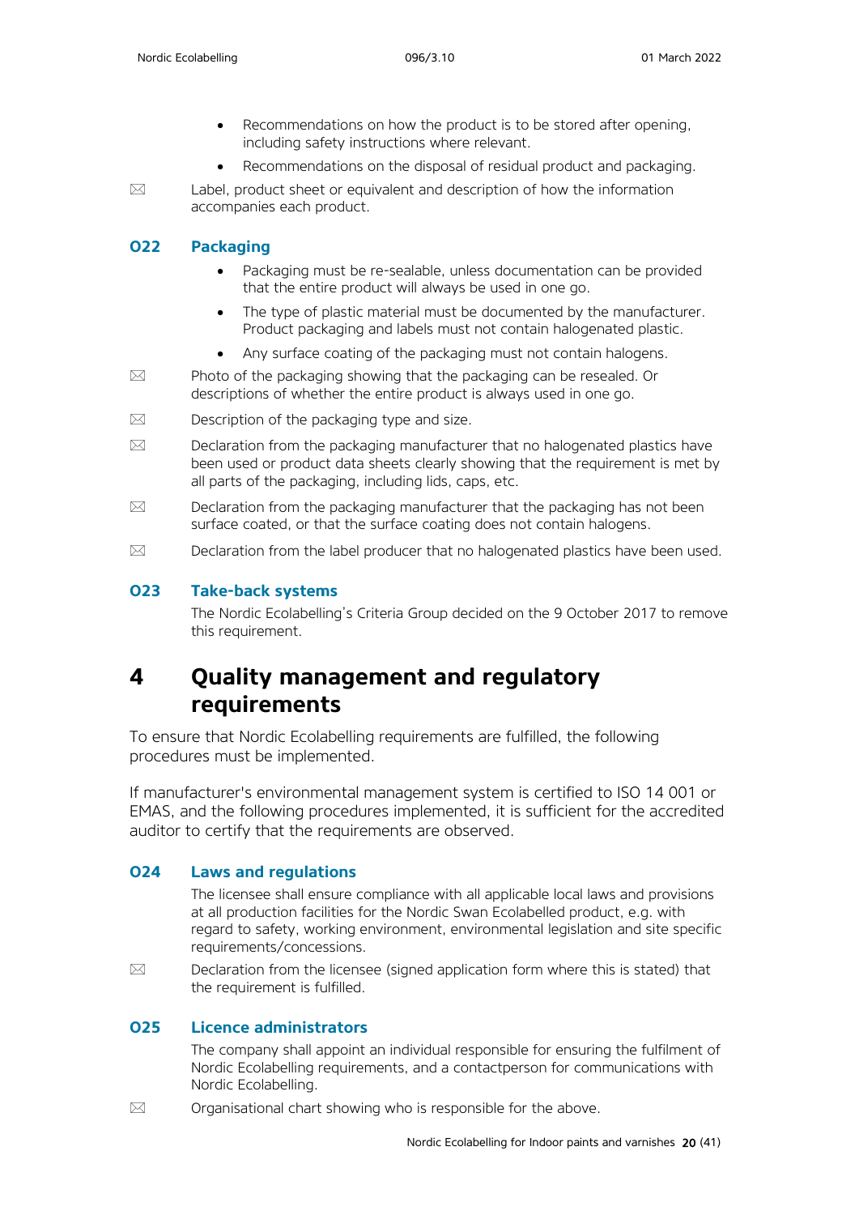- Recommendations on how the product is to be stored after opening, including safety instructions where relevant.
- Recommendations on the disposal of residual product and packaging.

✉ Label, product sheet or equivalent and description of how the information accompanies each product.

### O22 Packaging

- Packaging must be re-sealable, unless documentation can be provided that the entire product will always be used in one go.
- The type of plastic material must be documented by the manufacturer. Product packaging and labels must not contain halogenated plastic.
- Any surface coating of the packaging must not contain halogens.

✉ Photo of the packaging showing that the packaging can be resealed. Or descriptions of whether the entire product is always used in one go.

✉ Description of the packaging type and size.

✉ Declaration from the packaging manufacturer that no halogenated plastics have been used or product data sheets clearly showing that the requirement is met by all parts of the packaging, including lids, caps, etc.

✉ Declaration from the packaging manufacturer that the packaging has not been surface coated, or that the surface coating does not contain halogens.

✉ Declaration from the label producer that no halogenated plastics have been used.

### O23 Take-back systems

The Nordic Ecolabelling's Criteria Group decided on the 9 October 2017 to remove this requirement.

## 4 Quality management and regulatory requirements

To ensure that Nordic Ecolabelling requirements are fulfilled, the following procedures must be implemented.

If manufacturer's environmental management system is certified to ISO 14 001 or EMAS, and the following procedures implemented, it is sufficient for the accredited auditor to certify that the requirements are observed.

### O24 Laws and regulations

The licensee shall ensure compliance with all applicable local laws and provisions at all production facilities for the Nordic Swan Ecolabelled product, e.g. with regard to safety, working environment, environmental legislation and site specific requirements/concessions.

✉ Declaration from the licensee (signed application form where this is stated) that the requirement is fulfilled.

### O25 Licence administrators

The company shall appoint an individual responsible for ensuring the fulfilment of Nordic Ecolabelling requirements, and a contactperson for communications with Nordic Ecolabelling.

✉ Organisational chart showing who is responsible for the above.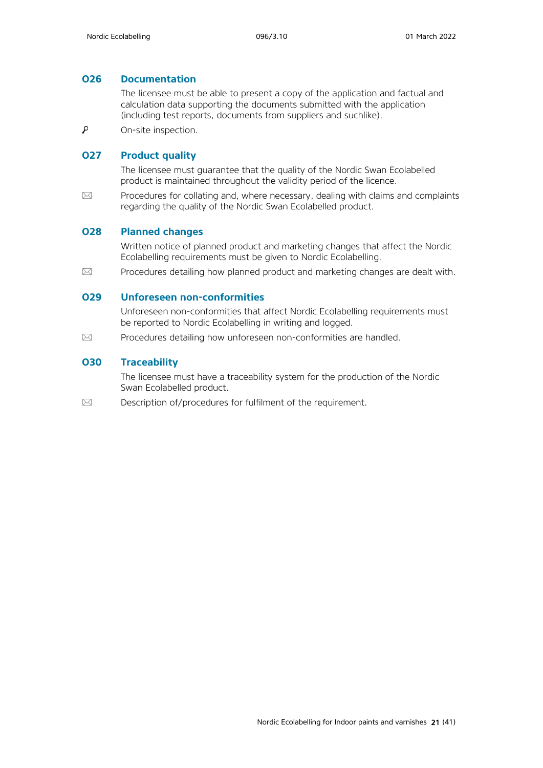### O26 Documentation

The licensee must be able to present a copy of the application and factual and calculation data supporting the documents submitted with the application (including test reports, documents from suppliers and suchlike).

🔍 On-site inspection.

### O27 Product quality

The licensee must guarantee that the quality of the Nordic Swan Ecolabelled product is maintained throughout the validity period of the licence.

✉ Procedures for collating and, where necessary, dealing with claims and complaints regarding the quality of the Nordic Swan Ecolabelled product.

### O28 Planned changes

Written notice of planned product and marketing changes that affect the Nordic Ecolabelling requirements must be given to Nordic Ecolabelling.

✉ Procedures detailing how planned product and marketing changes are dealt with.

### O29 Unforeseen non-conformities

Unforeseen non-conformities that affect Nordic Ecolabelling requirements must be reported to Nordic Ecolabelling in writing and logged.

✉ Procedures detailing how unforeseen non-conformities are handled.

### O30 Traceability

The licensee must have a traceability system for the production of the Nordic Swan Ecolabelled product.

✉ Description of/procedures for fulfilment of the requirement.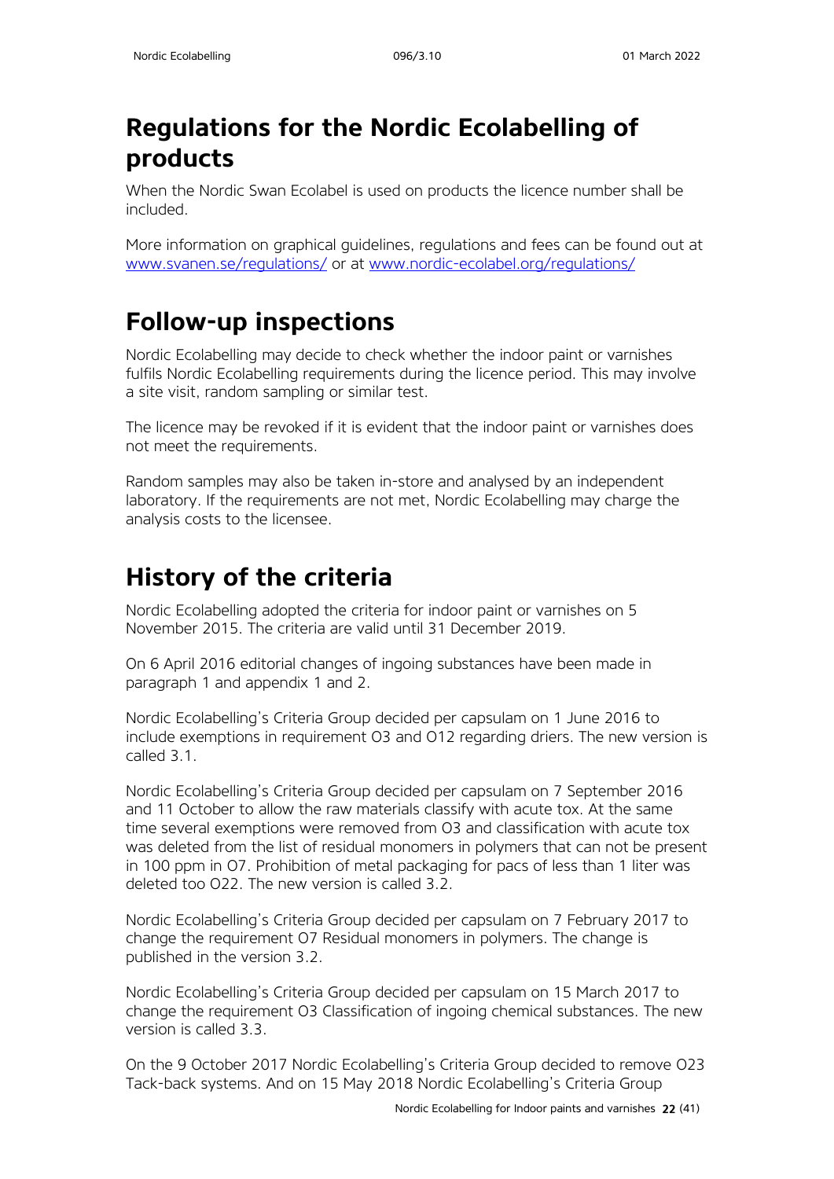# Regulations for the Nordic Ecolabelling of products

When the Nordic Swan Ecolabel is used on products the licence number shall be included.

More information on graphical guidelines, regulations and fees can be found out at www.svanen.se/regulations/ or at www.nordic-ecolabel.org/regulations/

# Follow-up inspections

Nordic Ecolabelling may decide to check whether the indoor paint or varnishes fulfils Nordic Ecolabelling requirements during the licence period. This may involve a site visit, random sampling or similar test.

The licence may be revoked if it is evident that the indoor paint or varnishes does not meet the requirements.

Random samples may also be taken in-store and analysed by an independent laboratory. If the requirements are not met, Nordic Ecolabelling may charge the analysis costs to the licensee.

# History of the criteria

Nordic Ecolabelling adopted the criteria for indoor paint or varnishes on 5 November 2015. The criteria are valid until 31 December 2019.

On 6 April 2016 editorial changes of ingoing substances have been made in paragraph 1 and appendix 1 and 2.

Nordic Ecolabelling's Criteria Group decided per capsulam on 1 June 2016 to include exemptions in requirement O3 and O12 regarding driers. The new version is called 3.1.

Nordic Ecolabelling's Criteria Group decided per capsulam on 7 September 2016 and 11 October to allow the raw materials classify with acute tox. At the same time several exemptions were removed from O3 and classification with acute tox was deleted from the list of residual monomers in polymers that can not be present in 100 ppm in O7. Prohibition of metal packaging for pacs of less than 1 liter was deleted too O22. The new version is called 3.2.

Nordic Ecolabelling's Criteria Group decided per capsulam on 7 February 2017 to change the requirement O7 Residual monomers in polymers. The change is published in the version 3.2.

Nordic Ecolabelling's Criteria Group decided per capsulam on 15 March 2017 to change the requirement O3 Classification of ingoing chemical substances. The new version is called 3.3.

On the 9 October 2017 Nordic Ecolabelling's Criteria Group decided to remove O23 Tack-back systems. And on 15 May 2018 Nordic Ecolabelling's Criteria Group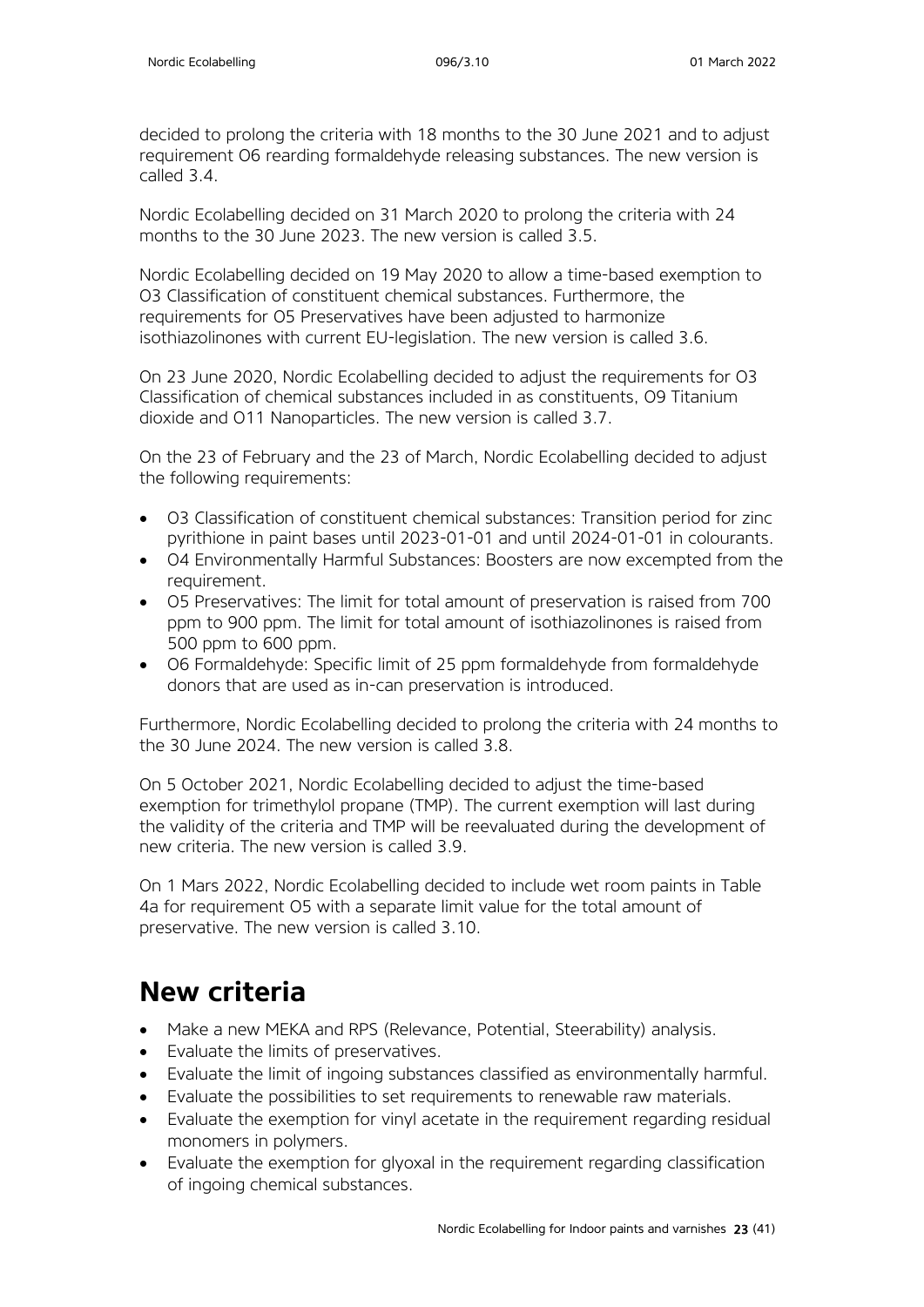decided to prolong the criteria with 18 months to the 30 June 2021 and to adjust requirement O6 rearding formaldehyde releasing substances. The new version is called 3.4.

Nordic Ecolabelling decided on 31 March 2020 to prolong the criteria with 24 months to the 30 June 2023. The new version is called 3.5.

Nordic Ecolabelling decided on 19 May 2020 to allow a time-based exemption to O3 Classification of constituent chemical substances. Furthermore, the requirements for O5 Preservatives have been adjusted to harmonize isothiazolinones with current EU-legislation. The new version is called 3.6.

On 23 June 2020, Nordic Ecolabelling decided to adjust the requirements for O3 Classification of chemical substances included in as constituents, O9 Titanium dioxide and O11 Nanoparticles. The new version is called 3.7.

On the 23 of February and the 23 of March, Nordic Ecolabelling decided to adjust the following requirements:

- O3 Classification of constituent chemical substances: Transition period for zinc pyrithione in paint bases until 2023-01-01 and until 2024-01-01 in colourants.
- O4 Environmentally Harmful Substances: Boosters are now excempted from the requirement.
- O5 Preservatives: The limit for total amount of preservation is raised from 700 ppm to 900 ppm. The limit for total amount of isothiazolinones is raised from 500 ppm to 600 ppm.
- O6 Formaldehyde: Specific limit of 25 ppm formaldehyde from formaldehyde donors that are used as in-can preservation is introduced.

Furthermore, Nordic Ecolabelling decided to prolong the criteria with 24 months to the 30 June 2024. The new version is called 3.8.

On 5 October 2021, Nordic Ecolabelling decided to adjust the time-based exemption for trimethylol propane (TMP). The current exemption will last during the validity of the criteria and TMP will be reevaluated during the development of new criteria. The new version is called 3.9.

On 1 Mars 2022, Nordic Ecolabelling decided to include wet room paints in Table 4a for requirement O5 with a separate limit value for the total amount of preservative. The new version is called 3.10.

# New criteria

- Make a new MEKA and RPS (Relevance, Potential, Steerability) analysis.
- Evaluate the limits of preservatives.
- Evaluate the limit of ingoing substances classified as environmentally harmful.
- Evaluate the possibilities to set requirements to renewable raw materials.
- Evaluate the exemption for vinyl acetate in the requirement regarding residual monomers in polymers.
- Evaluate the exemption for glyoxal in the requirement regarding classification of ingoing chemical substances.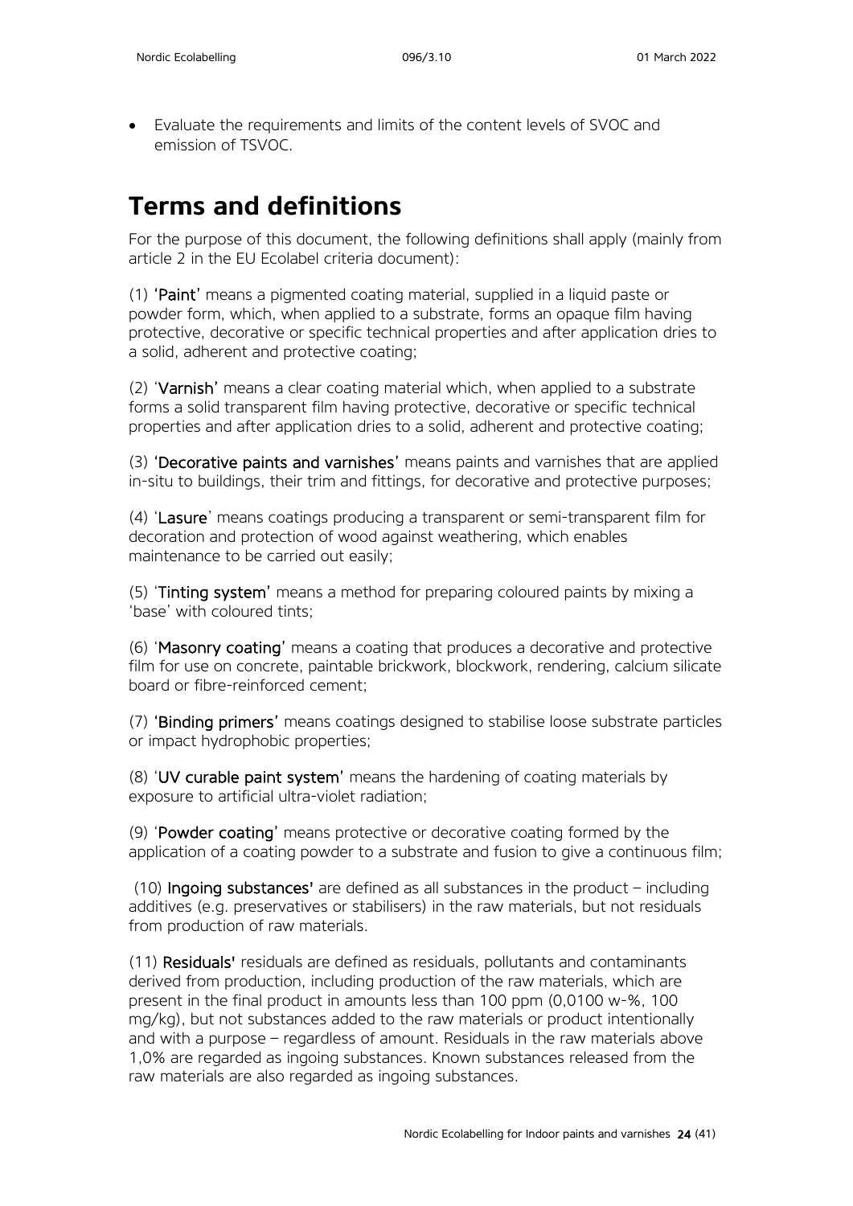- Evaluate the requirements and limits of the content levels of SVOC and emission of TSVOC.

# Terms and definitions

For the purpose of this document, the following definitions shall apply (mainly from article 2 in the EU Ecolabel criteria document):

(1) **'Paint'** means a pigmented coating material, supplied in a liquid paste or powder form, which, when applied to a substrate, forms an opaque film having protective, decorative or specific technical properties and after application dries to a solid, adherent and protective coating;

(2) '**Varnish**' means a clear coating material which, when applied to a substrate forms a solid transparent film having protective, decorative or specific technical properties and after application dries to a solid, adherent and protective coating;

(3) **'Decorative paints and varnishes'** means paints and varnishes that are applied in-situ to buildings, their trim and fittings, for decorative and protective purposes;

(4) '**Lasure**' means coatings producing a transparent or semi-transparent film for decoration and protection of wood against weathering, which enables maintenance to be carried out easily;

(5) '**Tinting system**' means a method for preparing coloured paints by mixing a 'base' with coloured tints;

(6) '**Masonry coating**' means a coating that produces a decorative and protective film for use on concrete, paintable brickwork, blockwork, rendering, calcium silicate board or fibre-reinforced cement;

(7) **'Binding primers'** means coatings designed to stabilise loose substrate particles or impact hydrophobic properties;

(8) '**UV curable paint system**' means the hardening of coating materials by exposure to artificial ultra-violet radiation;

(9) '**Powder coating**' means protective or decorative coating formed by the application of a coating powder to a substrate and fusion to give a continuous film;

(10) **Ingoing substances'** are defined as all substances in the product – including additives (e.g. preservatives or stabilisers) in the raw materials, but not residuals from production of raw materials.

(11) **Residuals'** residuals are defined as residuals, pollutants and contaminants derived from production, including production of the raw materials, which are present in the final product in amounts less than 100 ppm (0,0100 w-%, 100 mg/kg), but not substances added to the raw materials or product intentionally and with a purpose – regardless of amount. Residuals in the raw materials above 1,0% are regarded as ingoing substances. Known substances released from the raw materials are also regarded as ingoing substances.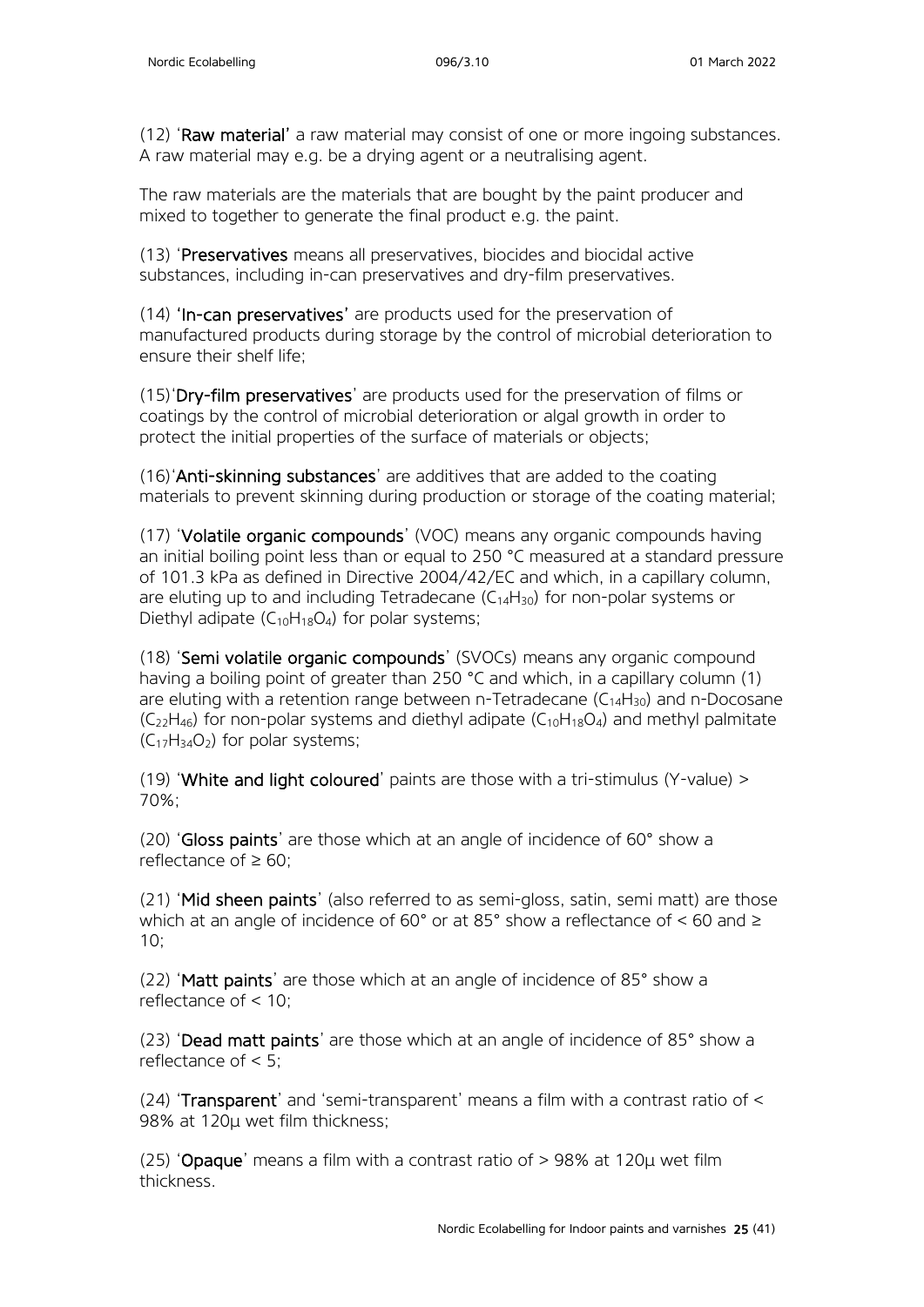(12) '**Raw material**' a raw material may consist of one or more ingoing substances. A raw material may e.g. be a drying agent or a neutralising agent.

The raw materials are the materials that are bought by the paint producer and mixed to together to generate the final product e.g. the paint.

(13) '**Preservatives** means all preservatives, biocides and biocidal active substances, including in-can preservatives and dry-film preservatives.

(14) **'In-can preservatives'** are products used for the preservation of manufactured products during storage by the control of microbial deterioration to ensure their shelf life;

(15)'**Dry-film preservatives**' are products used for the preservation of films or coatings by the control of microbial deterioration or algal growth in order to protect the initial properties of the surface of materials or objects;

(16)'**Anti-skinning substances**' are additives that are added to the coating materials to prevent skinning during production or storage of the coating material;

(17) '**Volatile organic compounds**' (VOC) means any organic compounds having an initial boiling point less than or equal to 250 °C measured at a standard pressure of 101.3 kPa as defined in Directive 2004/42/EC and which, in a capillary column, are eluting up to and including Tetradecane ($C_{14}H_{30}$) for non-polar systems or Diethyl adipate ($C_{10}H_{18}O_4$) for polar systems;

(18) '**Semi volatile organic compounds**' (SVOCs) means any organic compound having a boiling point of greater than 250 °C and which, in a capillary column (1) are eluting with a retention range between n-Tetradecane ($C_{14}H_{30}$) and n-Docosane ($C_{22}H_{46}$) for non-polar systems and diethyl adipate ($C_{10}H_{18}O_4$) and methyl palmitate ($C_{17}H_{34}O_2$) for polar systems;

(19) '**White and light coloured**' paints are those with a tri-stimulus (Y-value) > 70%;

(20) '**Gloss paints**' are those which at an angle of incidence of 60° show a reflectance of ≥ 60;

(21) '**Mid sheen paints**' (also referred to as semi-gloss, satin, semi matt) are those which at an angle of incidence of 60° or at 85° show a reflectance of < 60 and ≥ 10;

(22) '**Matt paints**' are those which at an angle of incidence of 85° show a reflectance of < 10;

(23) '**Dead matt paints**' are those which at an angle of incidence of 85° show a reflectance of < 5;

(24) '**Transparent**' and 'semi-transparent' means a film with a contrast ratio of < 98% at 120µ wet film thickness;

(25) '**Opaque**' means a film with a contrast ratio of > 98% at 120µ wet film thickness.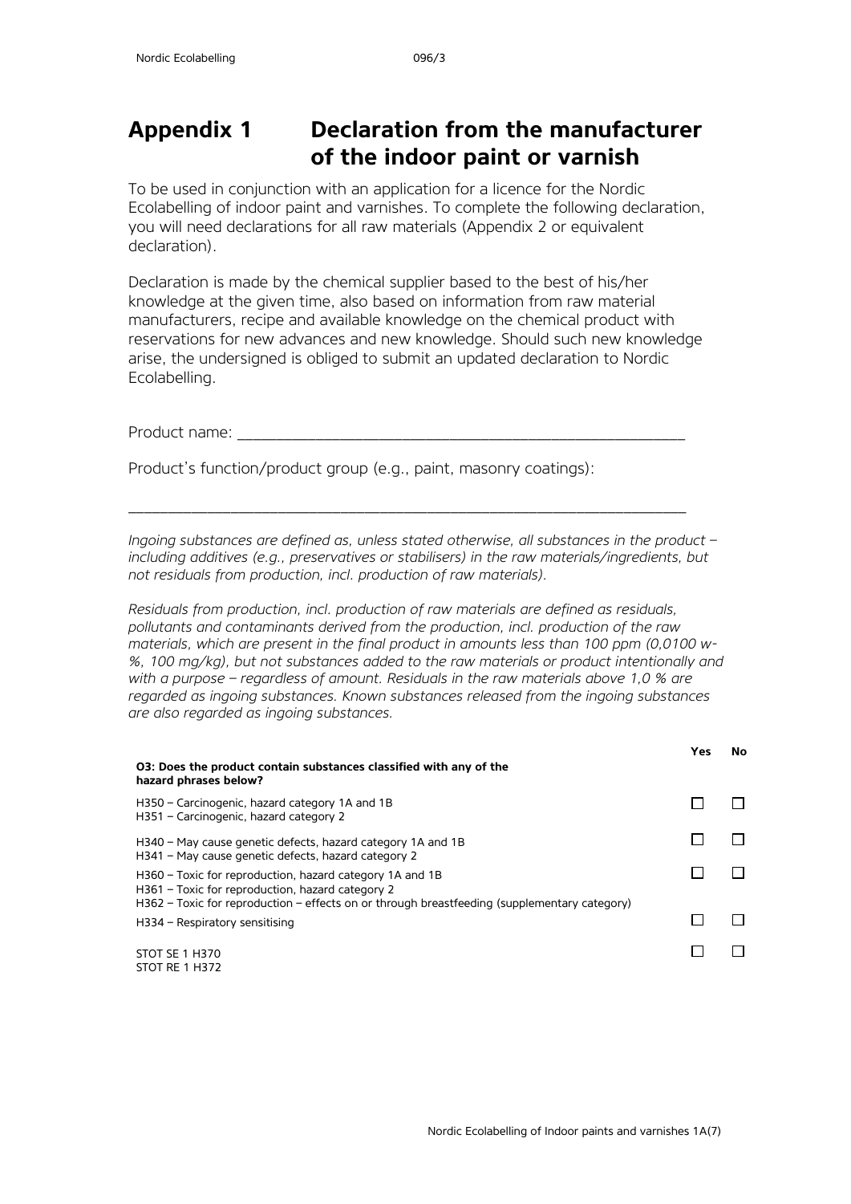# Appendix 1 Declaration from the manufacturer of the indoor paint or varnish

To be used in conjunction with an application for a licence for the Nordic Ecolabelling of indoor paint and varnishes. To complete the following declaration, you will need declarations for all raw materials (Appendix 2 or equivalent declaration).

Declaration is made by the chemical supplier based to the best of his/her knowledge at the given time, also based on information from raw material manufacturers, recipe and available knowledge on the chemical product with reservations for new advances and new knowledge. Should such new knowledge arise, the undersigned is obliged to submit an updated declaration to Nordic Ecolabelling.

Product name: ___________________________________________________

Product's function/product group (e.g., paint, masonry coatings):

___________________________________________________

*Ingoing substances are defined as, unless stated otherwise, all substances in the product – including additives (e.g., preservatives or stabilisers) in the raw materials/ingredients, but not residuals from production, incl. production of raw materials).*

*Residuals from production, incl. production of raw materials are defined as residuals, pollutants and contaminants derived from the production, incl. production of the raw materials, which are present in the final product in amounts less than 100 ppm (0,0100 w-%, 100 mg/kg), but not substances added to the raw materials or product intentionally and with a purpose – regardless of amount. Residuals in the raw materials above 1,0 % are regarded as ingoing substances. Known substances released from the ingoing substances are also regarded as ingoing substances.*

| **O3: Does the product contain substances classified with any of the hazard phrases below?** | **Yes** | **No** |
|---|---|---|
| H350 – Carcinogenic, hazard category 1A and 1B<br>H351 – Carcinogenic, hazard category 2 | ☐ | ☐ |
| H340 – May cause genetic defects, hazard category 1A and 1B<br>H341 – May cause genetic defects, hazard category 2 | ☐ | ☐ |
| H360 – Toxic for reproduction, hazard category 1A and 1B<br>H361 – Toxic for reproduction, hazard category 2<br>H362 – Toxic for reproduction – effects on or through breastfeeding (supplementary category) | ☐ | ☐ |
| H334 – Respiratory sensitising | ☐ | ☐ |
| STOT SE 1 H370<br>STOT RE 1 H372 | ☐ | ☐ |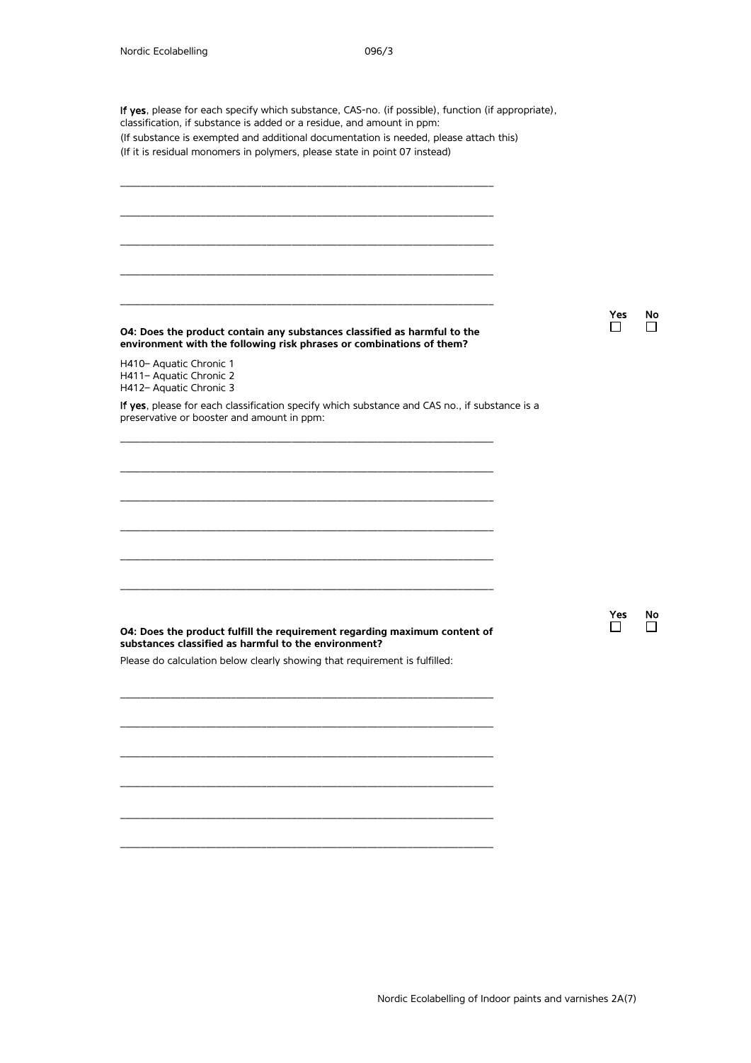**If yes**, please for each specify which substance, CAS-no. (if possible), function (if appropriate), classification, if substance is added or a residue, and amount in ppm:
(If substance is exempted and additional documentation is needed, please attach this)
(If it is residual monomers in polymers, please state in point 07 instead)

_______________________________________________________________

_______________________________________________________________

_______________________________________________________________

_______________________________________________________________

_______________________________________________________________

**O4: Does the product contain any substances classified as harmful to the environment with the following risk phrases or combinations of them?**

Yes ☐ No ☐

H410– Aquatic Chronic 1
H411– Aquatic Chronic 2
H412– Aquatic Chronic 3

**If yes**, please for each classification specify which substance and CAS no., if substance is a preservative or booster and amount in ppm:

_______________________________________________________________

_______________________________________________________________

_______________________________________________________________

_______________________________________________________________

_______________________________________________________________

_______________________________________________________________

**O4: Does the product fulfill the requirement regarding maximum content of substances classified as harmful to the environment?**

Yes ☐ No ☐

Please do calculation below clearly showing that requirement is fulfilled:

_______________________________________________________________

_______________________________________________________________

_______________________________________________________________

_______________________________________________________________

_______________________________________________________________

_______________________________________________________________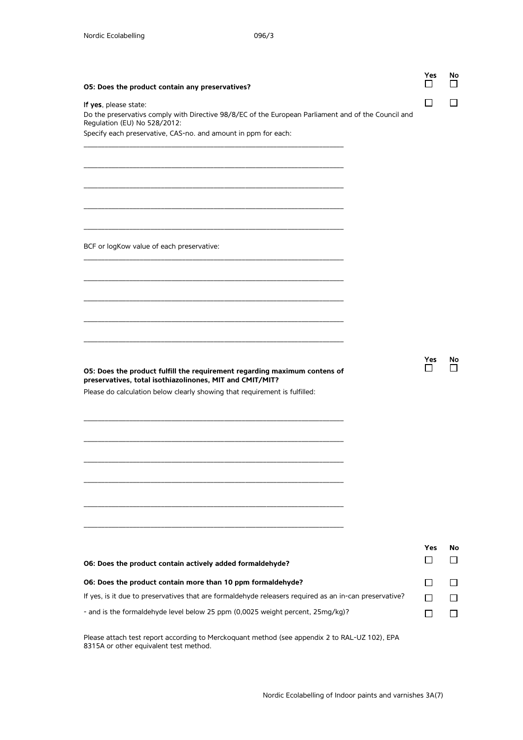| | Yes | No |
|---|---|---|
| **O5: Does the product contain any preservatives?** | ☐ | ☐ |
| **If yes**, please state: Do the preservativs comply with Directive 98/8/EC of the European Parliament and of the Council and Regulation (EU) No 528/2012: | ☐ | ☐ |

Specify each preservative, CAS-no. and amount in ppm for each:

\_\_\_\_\_\_\_\_\_\_\_\_\_\_\_\_\_\_\_\_\_\_\_\_\_\_\_\_\_\_\_\_\_\_\_\_\_\_\_\_\_\_\_\_\_\_\_\_\_\_\_\_\_\_\_\_\_\_\_\_\_\_\_\_\_\_\_\_\_\_

\_\_\_\_\_\_\_\_\_\_\_\_\_\_\_\_\_\_\_\_\_\_\_\_\_\_\_\_\_\_\_\_\_\_\_\_\_\_\_\_\_\_\_\_\_\_\_\_\_\_\_\_\_\_\_\_\_\_\_\_\_\_\_\_\_\_\_\_\_\_

\_\_\_\_\_\_\_\_\_\_\_\_\_\_\_\_\_\_\_\_\_\_\_\_\_\_\_\_\_\_\_\_\_\_\_\_\_\_\_\_\_\_\_\_\_\_\_\_\_\_\_\_\_\_\_\_\_\_\_\_\_\_\_\_\_\_\_\_\_\_

\_\_\_\_\_\_\_\_\_\_\_\_\_\_\_\_\_\_\_\_\_\_\_\_\_\_\_\_\_\_\_\_\_\_\_\_\_\_\_\_\_\_\_\_\_\_\_\_\_\_\_\_\_\_\_\_\_\_\_\_\_\_\_\_\_\_\_\_\_\_

\_\_\_\_\_\_\_\_\_\_\_\_\_\_\_\_\_\_\_\_\_\_\_\_\_\_\_\_\_\_\_\_\_\_\_\_\_\_\_\_\_\_\_\_\_\_\_\_\_\_\_\_\_\_\_\_\_\_\_\_\_\_\_\_\_\_\_\_\_\_

BCF or logKow value of each preservative:

\_\_\_\_\_\_\_\_\_\_\_\_\_\_\_\_\_\_\_\_\_\_\_\_\_\_\_\_\_\_\_\_\_\_\_\_\_\_\_\_\_\_\_\_\_\_\_\_\_\_\_\_\_\_\_\_\_\_\_\_\_\_\_\_\_\_\_\_\_\_

\_\_\_\_\_\_\_\_\_\_\_\_\_\_\_\_\_\_\_\_\_\_\_\_\_\_\_\_\_\_\_\_\_\_\_\_\_\_\_\_\_\_\_\_\_\_\_\_\_\_\_\_\_\_\_\_\_\_\_\_\_\_\_\_\_\_\_\_\_\_

\_\_\_\_\_\_\_\_\_\_\_\_\_\_\_\_\_\_\_\_\_\_\_\_\_\_\_\_\_\_\_\_\_\_\_\_\_\_\_\_\_\_\_\_\_\_\_\_\_\_\_\_\_\_\_\_\_\_\_\_\_\_\_\_\_\_\_\_\_\_

\_\_\_\_\_\_\_\_\_\_\_\_\_\_\_\_\_\_\_\_\_\_\_\_\_\_\_\_\_\_\_\_\_\_\_\_\_\_\_\_\_\_\_\_\_\_\_\_\_\_\_\_\_\_\_\_\_\_\_\_\_\_\_\_\_\_\_\_\_\_

\_\_\_\_\_\_\_\_\_\_\_\_\_\_\_\_\_\_\_\_\_\_\_\_\_\_\_\_\_\_\_\_\_\_\_\_\_\_\_\_\_\_\_\_\_\_\_\_\_\_\_\_\_\_\_\_\_\_\_\_\_\_\_\_\_\_\_\_\_\_

| | Yes | No |
|---|---|---|
| **O5: Does the product fulfill the requirement regarding maximum contens of preservatives, total isothiazolinones, MIT and CMIT/MIT?** | ☐ | ☐ |

Please do calculation below clearly showing that requirement is fulfilled:

\_\_\_\_\_\_\_\_\_\_\_\_\_\_\_\_\_\_\_\_\_\_\_\_\_\_\_\_\_\_\_\_\_\_\_\_\_\_\_\_\_\_\_\_\_\_\_\_\_\_\_\_\_\_\_\_\_\_\_\_\_\_\_\_\_\_\_\_\_\_

\_\_\_\_\_\_\_\_\_\_\_\_\_\_\_\_\_\_\_\_\_\_\_\_\_\_\_\_\_\_\_\_\_\_\_\_\_\_\_\_\_\_\_\_\_\_\_\_\_\_\_\_\_\_\_\_\_\_\_\_\_\_\_\_\_\_\_\_\_\_

\_\_\_\_\_\_\_\_\_\_\_\_\_\_\_\_\_\_\_\_\_\_\_\_\_\_\_\_\_\_\_\_\_\_\_\_\_\_\_\_\_\_\_\_\_\_\_\_\_\_\_\_\_\_\_\_\_\_\_\_\_\_\_\_\_\_\_\_\_\_

\_\_\_\_\_\_\_\_\_\_\_\_\_\_\_\_\_\_\_\_\_\_\_\_\_\_\_\_\_\_\_\_\_\_\_\_\_\_\_\_\_\_\_\_\_\_\_\_\_\_\_\_\_\_\_\_\_\_\_\_\_\_\_\_\_\_\_\_\_\_

\_\_\_\_\_\_\_\_\_\_\_\_\_\_\_\_\_\_\_\_\_\_\_\_\_\_\_\_\_\_\_\_\_\_\_\_\_\_\_\_\_\_\_\_\_\_\_\_\_\_\_\_\_\_\_\_\_\_\_\_\_\_\_\_\_\_\_\_\_\_

\_\_\_\_\_\_\_\_\_\_\_\_\_\_\_\_\_\_\_\_\_\_\_\_\_\_\_\_\_\_\_\_\_\_\_\_\_\_\_\_\_\_\_\_\_\_\_\_\_\_\_\_\_\_\_\_\_\_\_\_\_\_\_\_\_\_\_\_\_\_

| | Yes | No |
|---|---|---|
| **O6: Does the product contain actively added formaldehyde?** | ☐ | ☐ |
| **O6: Does the product contain more than 10 ppm formaldehyde?** | ☐ | ☐ |
| If yes, is it due to preservatives that are formaldehyde releasers required as an in-can preservative? | ☐ | ☐ |
| - and is the formaldehyde level below 25 ppm (0,0025 weight percent, 25mg/kg)? | ☐ | ☐ |

Please attach test report according to Merckoquant method (see appendix 2 to RAL-UZ 102), EPA 8315A or other equivalent test method.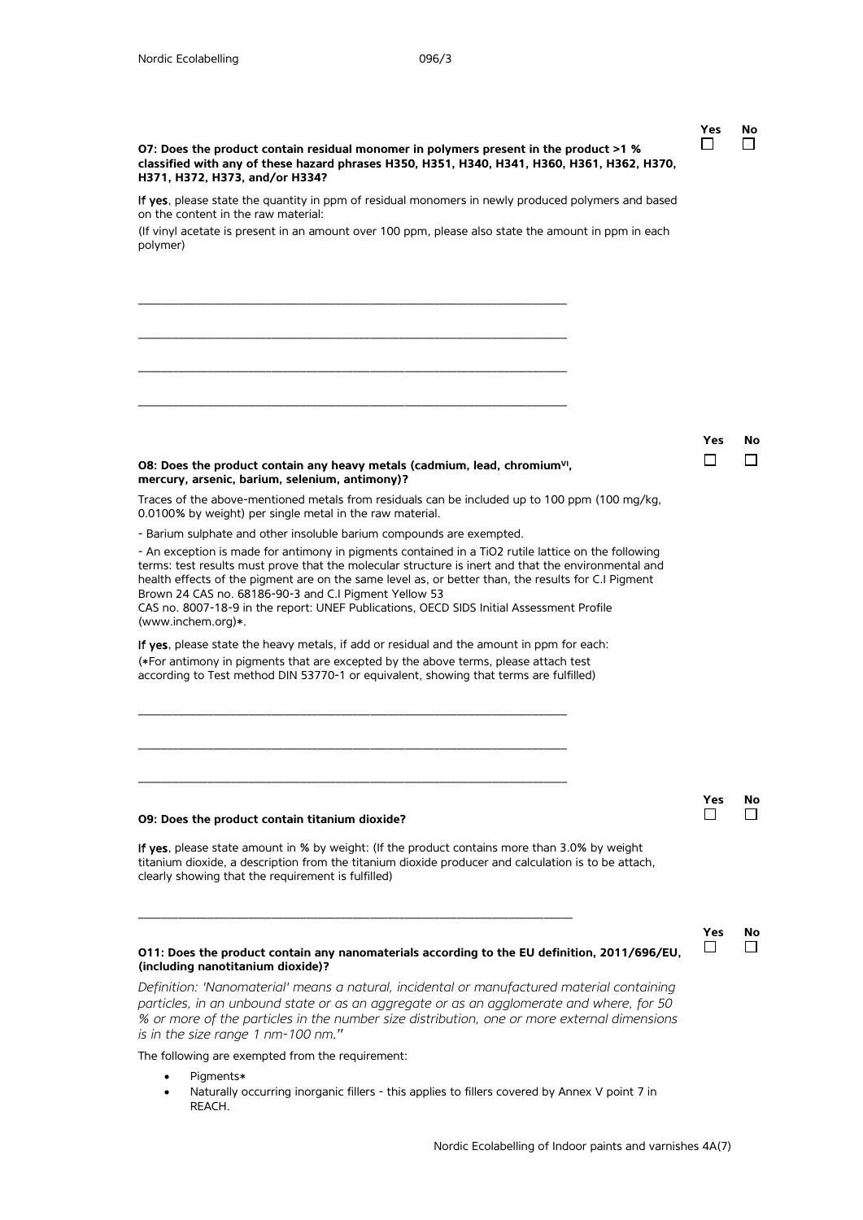Yes ☐ No ☐

**O7: Does the product contain residual monomer in polymers present in the product >1 % classified with any of these hazard phrases H350, H351, H340, H341, H360, H361, H362, H370, H371, H372, H373, and/or H334?**

**If yes**, please state the quantity in ppm of residual monomers in newly produced polymers and based on the content in the raw material:

(If vinyl acetate is present in an amount over 100 ppm, please also state the amount in ppm in each polymer)

\_\_\_\_\_\_\_\_\_\_\_\_\_\_\_\_\_\_\_\_\_\_\_\_\_\_\_\_\_\_\_\_\_\_\_\_\_\_\_\_\_\_\_\_\_\_\_\_\_\_\_\_\_\_\_\_\_\_\_\_\_\_\_\_\_\_

\_\_\_\_\_\_\_\_\_\_\_\_\_\_\_\_\_\_\_\_\_\_\_\_\_\_\_\_\_\_\_\_\_\_\_\_\_\_\_\_\_\_\_\_\_\_\_\_\_\_\_\_\_\_\_\_\_\_\_\_\_\_\_\_\_\_

\_\_\_\_\_\_\_\_\_\_\_\_\_\_\_\_\_\_\_\_\_\_\_\_\_\_\_\_\_\_\_\_\_\_\_\_\_\_\_\_\_\_\_\_\_\_\_\_\_\_\_\_\_\_\_\_\_\_\_\_\_\_\_\_\_\_

\_\_\_\_\_\_\_\_\_\_\_\_\_\_\_\_\_\_\_\_\_\_\_\_\_\_\_\_\_\_\_\_\_\_\_\_\_\_\_\_\_\_\_\_\_\_\_\_\_\_\_\_\_\_\_\_\_\_\_\_\_\_\_\_\_\_

Yes ☐ No ☐

**O8: Does the product contain any heavy metals (cadmium, lead, chromium$^{VI}$, mercury, arsenic, barium, selenium, antimony)?**

Traces of the above-mentioned metals from residuals can be included up to 100 ppm (100 mg/kg, 0.0100% by weight) per single metal in the raw material.

- Barium sulphate and other insoluble barium compounds are exempted.

- An exception is made for antimony in pigments contained in a TiO2 rutile lattice on the following terms: test results must prove that the molecular structure is inert and that the environmental and health effects of the pigment are on the same level as, or better than, the results for C.I Pigment Brown 24 CAS no. 68186-90-3 and C.I Pigment Yellow 53
CAS no. 8007-18-9 in the report: UNEF Publications, OECD SIDS Initial Assessment Profile (www.inchem.org)*.

**If yes**, please state the heavy metals, if add or residual and the amount in ppm for each:
(*For antimony in pigments that are excepted by the above terms, please attach test according to Test method DIN 53770-1 or equivalent, showing that terms are fulfilled)

\_\_\_\_\_\_\_\_\_\_\_\_\_\_\_\_\_\_\_\_\_\_\_\_\_\_\_\_\_\_\_\_\_\_\_\_\_\_\_\_\_\_\_\_\_\_\_\_\_\_\_\_\_\_\_\_\_\_\_\_\_\_\_\_\_\_

\_\_\_\_\_\_\_\_\_\_\_\_\_\_\_\_\_\_\_\_\_\_\_\_\_\_\_\_\_\_\_\_\_\_\_\_\_\_\_\_\_\_\_\_\_\_\_\_\_\_\_\_\_\_\_\_\_\_\_\_\_\_\_\_\_\_

\_\_\_\_\_\_\_\_\_\_\_\_\_\_\_\_\_\_\_\_\_\_\_\_\_\_\_\_\_\_\_\_\_\_\_\_\_\_\_\_\_\_\_\_\_\_\_\_\_\_\_\_\_\_\_\_\_\_\_\_\_\_\_\_\_\_

Yes ☐ No ☐

**O9: Does the product contain titanium dioxide?**

**If yes**, please state amount in % by weight: (If the product contains more than 3.0% by weight titanium dioxide, a description from the titanium dioxide producer and calculation is to be attach, clearly showing that the requirement is fulfilled)

\_\_\_\_\_\_\_\_\_\_\_\_\_\_\_\_\_\_\_\_\_\_\_\_\_\_\_\_\_\_\_\_\_\_\_\_\_\_\_\_\_\_\_\_\_\_\_\_\_\_\_\_\_\_\_\_\_\_\_\_\_\_\_\_\_\_

Yes ☐ No ☐

**O11: Does the product contain any nanomaterials according to the EU definition, 2011/696/EU, (including nanotitanium dioxide)?**

*Definition: 'Nanomaterial' means a natural, incidental or manufactured material containing particles, in an unbound state or as an aggregate or as an agglomerate and where, for 50 % or more of the particles in the number size distribution, one or more external dimensions is in the size range 1 nm-100 nm."*

The following are exempted from the requirement:

- Pigments*
- Naturally occurring inorganic fillers - this applies to fillers covered by Annex V point 7 in REACH.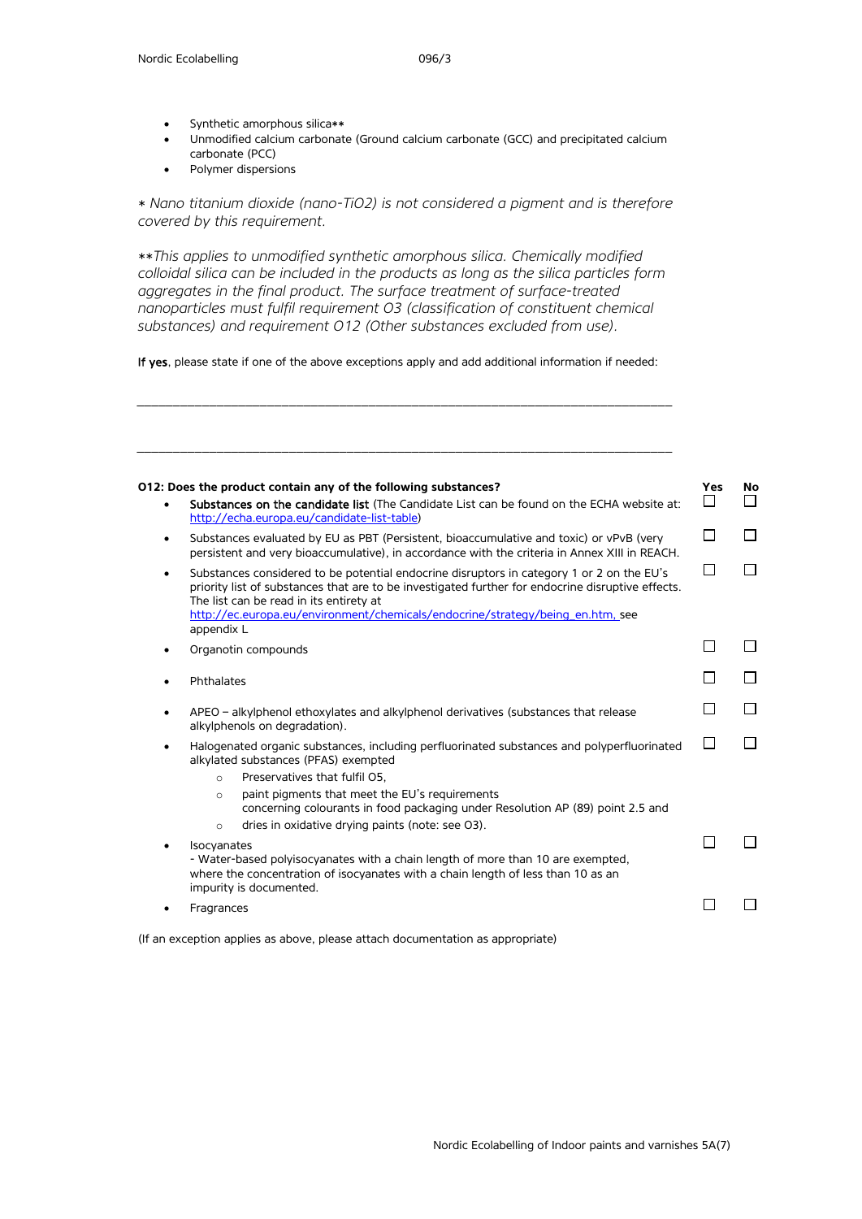- Synthetic amorphous silica**
- Unmodified calcium carbonate (Ground calcium carbonate (GCC) and precipitated calcium carbonate (PCC)
- Polymer dispersions

*\* Nano titanium dioxide (nano-TiO2) is not considered a pigment and is therefore covered by this requirement.*

*\*\*This applies to unmodified synthetic amorphous silica. Chemically modified colloidal silica can be included in the products as long as the silica particles form aggregates in the final product. The surface treatment of surface-treated nanoparticles must fulfil requirement O3 (classification of constituent chemical substances) and requirement O12 (Other substances excluded from use).*

**If yes**, please state if one of the above exceptions apply and add additional information if needed:

\_\_\_\_\_\_\_\_\_\_\_\_\_\_\_\_\_\_\_\_\_\_\_\_\_\_\_\_\_\_\_\_\_\_\_\_\_\_\_\_\_\_\_\_\_\_\_\_\_\_\_\_\_\_\_\_\_\_\_\_\_\_\_\_\_\_\_\_\_\_\_\_\_\_\_\_

\_\_\_\_\_\_\_\_\_\_\_\_\_\_\_\_\_\_\_\_\_\_\_\_\_\_\_\_\_\_\_\_\_\_\_\_\_\_\_\_\_\_\_\_\_\_\_\_\_\_\_\_\_\_\_\_\_\_\_\_\_\_\_\_\_\_\_\_\_\_\_\_\_\_\_\_

| O12: Does the product contain any of the following substances? | Yes | No |
|---|---|---|
| • **Substances on the candidate list** (The Candidate List can be found on the ECHA website at: http://echa.europa.eu/candidate-list-table) | ☐ | ☐ |
| • Substances evaluated by EU as PBT (Persistent, bioaccumulative and toxic) or vPvB (very persistent and very bioaccumulative), in accordance with the criteria in Annex XIII in REACH. | ☐ | ☐ |
| • Substances considered to be potential endocrine disruptors in category 1 or 2 on the EU's priority list of substances that are to be investigated further for endocrine disruptive effects. The list can be read in its entirety at http://ec.europa.eu/environment/chemicals/endocrine/strategy/being_en.htm, see appendix L | ☐ | ☐ |
| • Organotin compounds | ☐ | ☐ |
| • Phthalates | ☐ | ☐ |
| • APEO – alkylphenol ethoxylates and alkylphenol derivatives (substances that release alkylphenols on degradation). | ☐ | ☐ |
| • Halogenated organic substances, including perfluorinated substances and polyperfluorinated alkylated substances (PFAS) exempted<br>○ Preservatives that fulfil O5,<br>○ paint pigments that meet the EU's requirements concerning colourants in food packaging under Resolution AP (89) point 2.5 and<br>○ dries in oxidative drying paints (note: see O3). | ☐ | ☐ |
| • Isocyanates<br>- Water-based polyisocyanates with a chain length of more than 10 are exempted, where the concentration of isocyanates with a chain length of less than 10 as an impurity is documented. | ☐ | ☐ |
| • Fragrances | ☐ | ☐ |

(If an exception applies as above, please attach documentation as appropriate)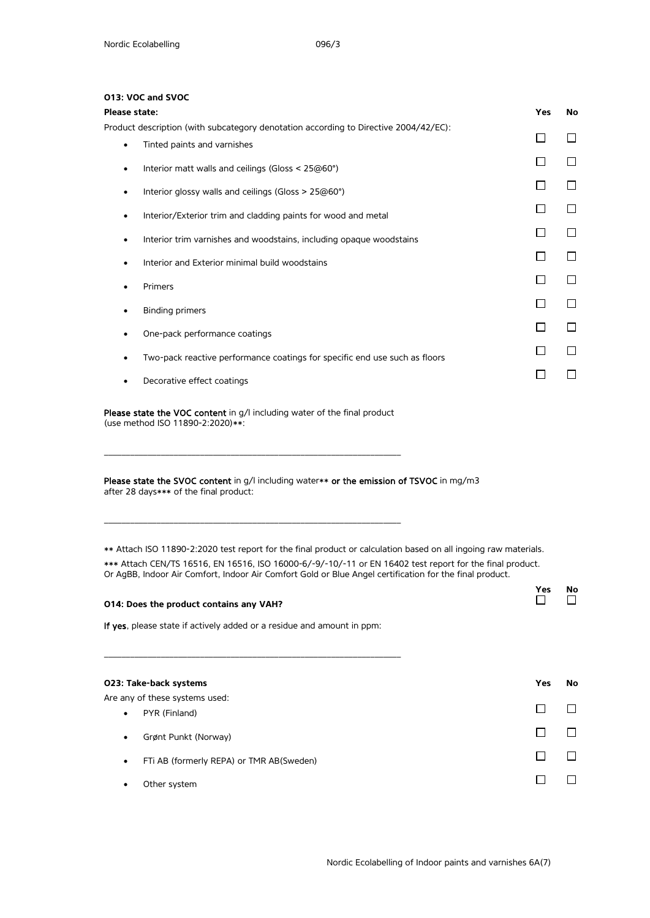**O13: VOC and SVOC**

**Please state:**

Product description (with subcategory denotation according to Directive 2004/42/EC):

| | Yes | No |
|---|---|---|
| • Tinted paints and varnishes | ☐ | ☐ |
| • Interior matt walls and ceilings (Gloss < 25@60°) | ☐ | ☐ |
| • Interior glossy walls and ceilings (Gloss > 25@60°) | ☐ | ☐ |
| • Interior/Exterior trim and cladding paints for wood and metal | ☐ | ☐ |
| • Interior trim varnishes and woodstains, including opaque woodstains | ☐ | ☐ |
| • Interior and Exterior minimal build woodstains | ☐ | ☐ |
| • Primers | ☐ | ☐ |
| • Binding primers | ☐ | ☐ |
| • One-pack performance coatings | ☐ | ☐ |
| • Two-pack reactive performance coatings for specific end use such as floors | ☐ | ☐ |
| • Decorative effect coatings | ☐ | ☐ |

**Please state the VOC content** in g/l including water of the final product
(use method ISO 11890-2:2020)**:

_______________________________________________________________

**Please state the SVOC content** in g/l including water** **or the emission of TSVOC** in mg/m3
after 28 days*** of the final product:

_______________________________________________________________

** Attach ISO 11890-2:2020 test report for the final product or calculation based on all ingoing raw materials.

*** Attach CEN/TS 16516, EN 16516, ISO 16000-6/-9/-10/-11 or EN 16402 test report for the final product.
Or AgBB, Indoor Air Comfort, Indoor Air Comfort Gold or Blue Angel certification for the final product.

| | Yes | No |
|---|---|---|
| **O14: Does the product contains any VAH?** | ☐ | ☐ |

**If yes**, please state if actively added or a residue and amount in ppm:

_______________________________________________________________

**O23: Take-back systems**

Are any of these systems used:

| | Yes | No |
|---|---|---|
| • PYR (Finland) | ☐ | ☐ |
| • Grønt Punkt (Norway) | ☐ | ☐ |
| • FTi AB (formerly REPA) or TMR AB(Sweden) | ☐ | ☐ |
| • Other system | ☐ | ☐ |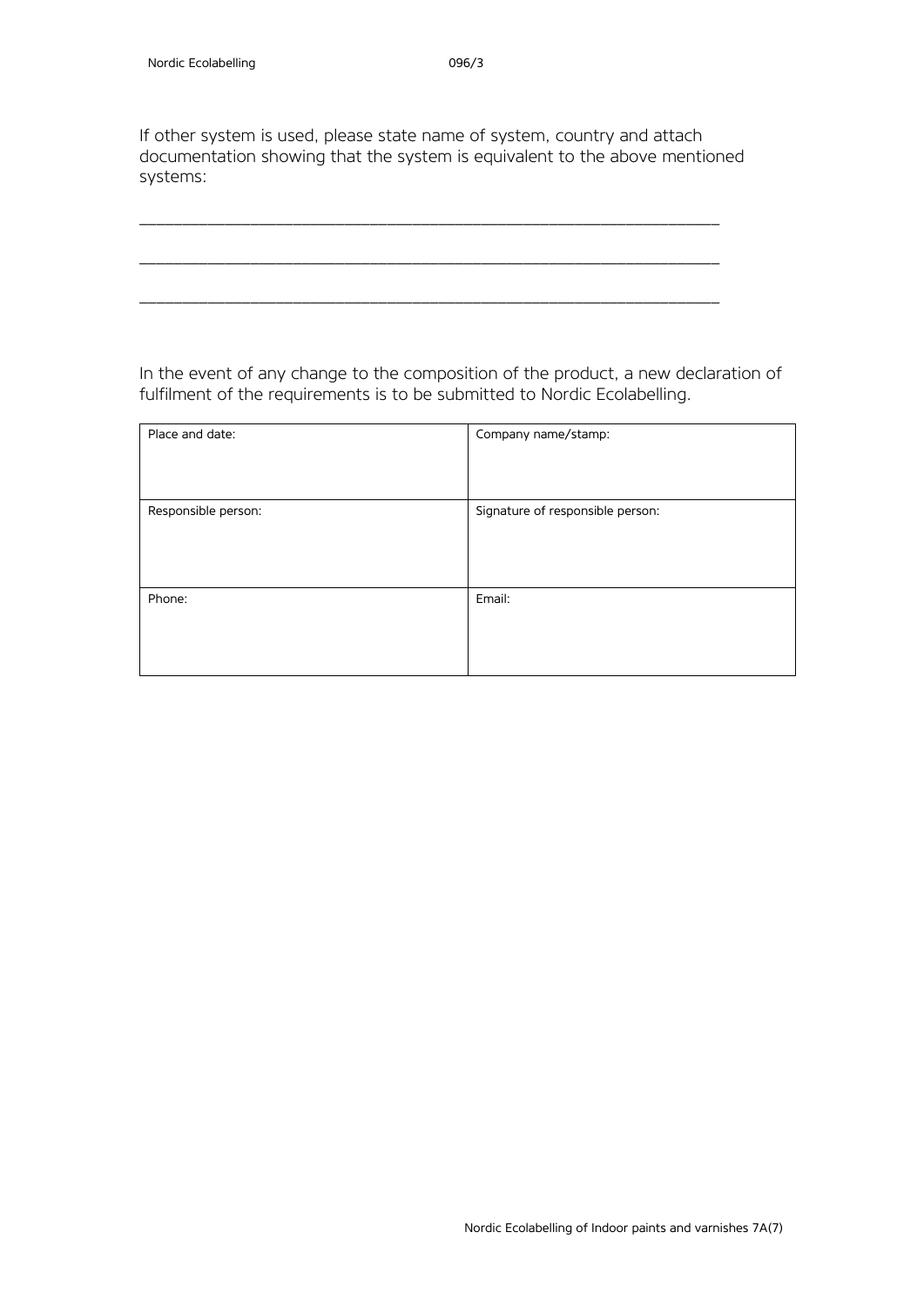If other system is used, please state name of system, country and attach documentation showing that the system is equivalent to the above mentioned systems:

______________________________________________________________

______________________________________________________________

______________________________________________________________

In the event of any change to the composition of the product, a new declaration of fulfilment of the requirements is to be submitted to Nordic Ecolabelling.

| Place and date: | Company name/stamp: |
|---|---|
| Responsible person: | Signature of responsible person: |
| Phone: | Email: |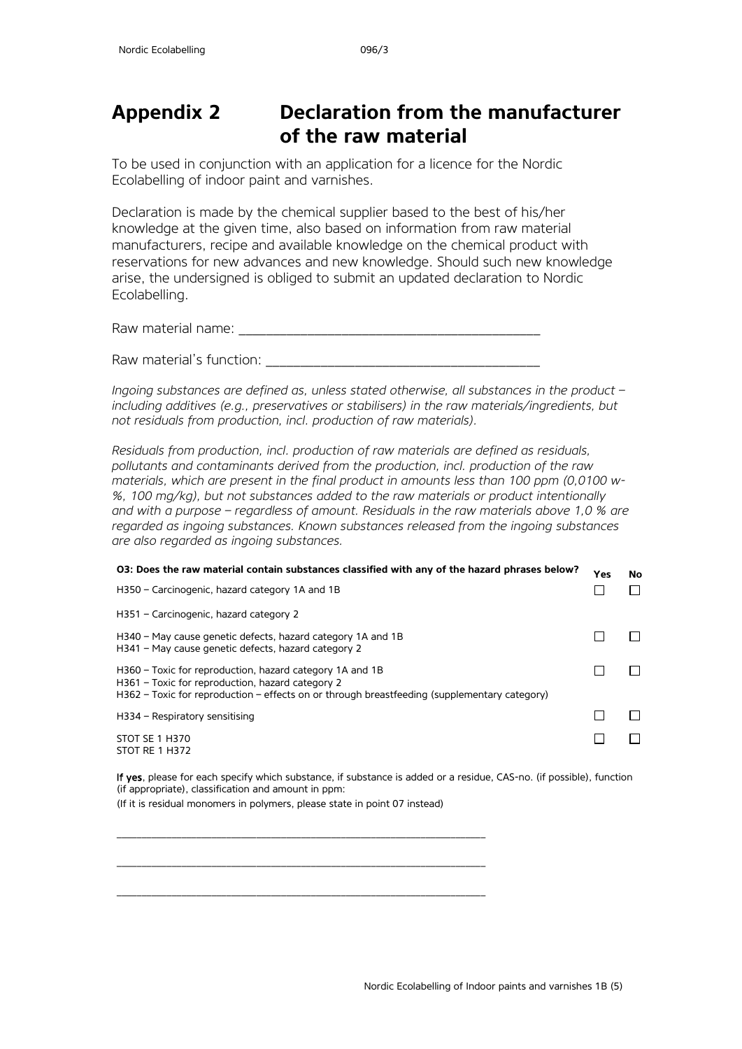# Appendix 2 Declaration from the manufacturer of the raw material

To be used in conjunction with an application for a licence for the Nordic Ecolabelling of indoor paint and varnishes.

Declaration is made by the chemical supplier based to the best of his/her knowledge at the given time, also based on information from raw material manufacturers, recipe and available knowledge on the chemical product with reservations for new advances and new knowledge. Should such new knowledge arise, the undersigned is obliged to submit an updated declaration to Nordic Ecolabelling.

Raw material name: ________________________________________

Raw material's function: ____________________________________

*Ingoing substances are defined as, unless stated otherwise, all substances in the product – including additives (e.g., preservatives or stabilisers) in the raw materials/ingredients, but not residuals from production, incl. production of raw materials).*

*Residuals from production, incl. production of raw materials are defined as residuals, pollutants and contaminants derived from the production, incl. production of the raw materials, which are present in the final product in amounts less than 100 ppm (0,0100 w-%, 100 mg/kg), but not substances added to the raw materials or product intentionally and with a purpose – regardless of amount. Residuals in the raw materials above 1,0 % are regarded as ingoing substances. Known substances released from the ingoing substances are also regarded as ingoing substances.*

| O3: Does the raw material contain substances classified with any of the hazard phrases below? | Yes | No |
|---|---|---|
| H350 – Carcinogenic, hazard category 1A and 1B<br><br>H351 – Carcinogenic, hazard category 2 | ☐ | ☐ |
| H340 – May cause genetic defects, hazard category 1A and 1B<br>H341 – May cause genetic defects, hazard category 2 | ☐ | ☐ |
| H360 – Toxic for reproduction, hazard category 1A and 1B<br>H361 – Toxic for reproduction, hazard category 2<br>H362 – Toxic for reproduction – effects on or through breastfeeding (supplementary category) | ☐ | ☐ |
| H334 – Respiratory sensitising | ☐ | ☐ |
| STOT SE 1 H370<br>STOT RE 1 H372 | ☐ | ☐ |

**If yes**, please for each specify which substance, if substance is added or a residue, CAS-no. (if possible), function (if appropriate), classification and amount in ppm:

(If it is residual monomers in polymers, please state in point 07 instead)

______________________________________________________________

______________________________________________________________

______________________________________________________________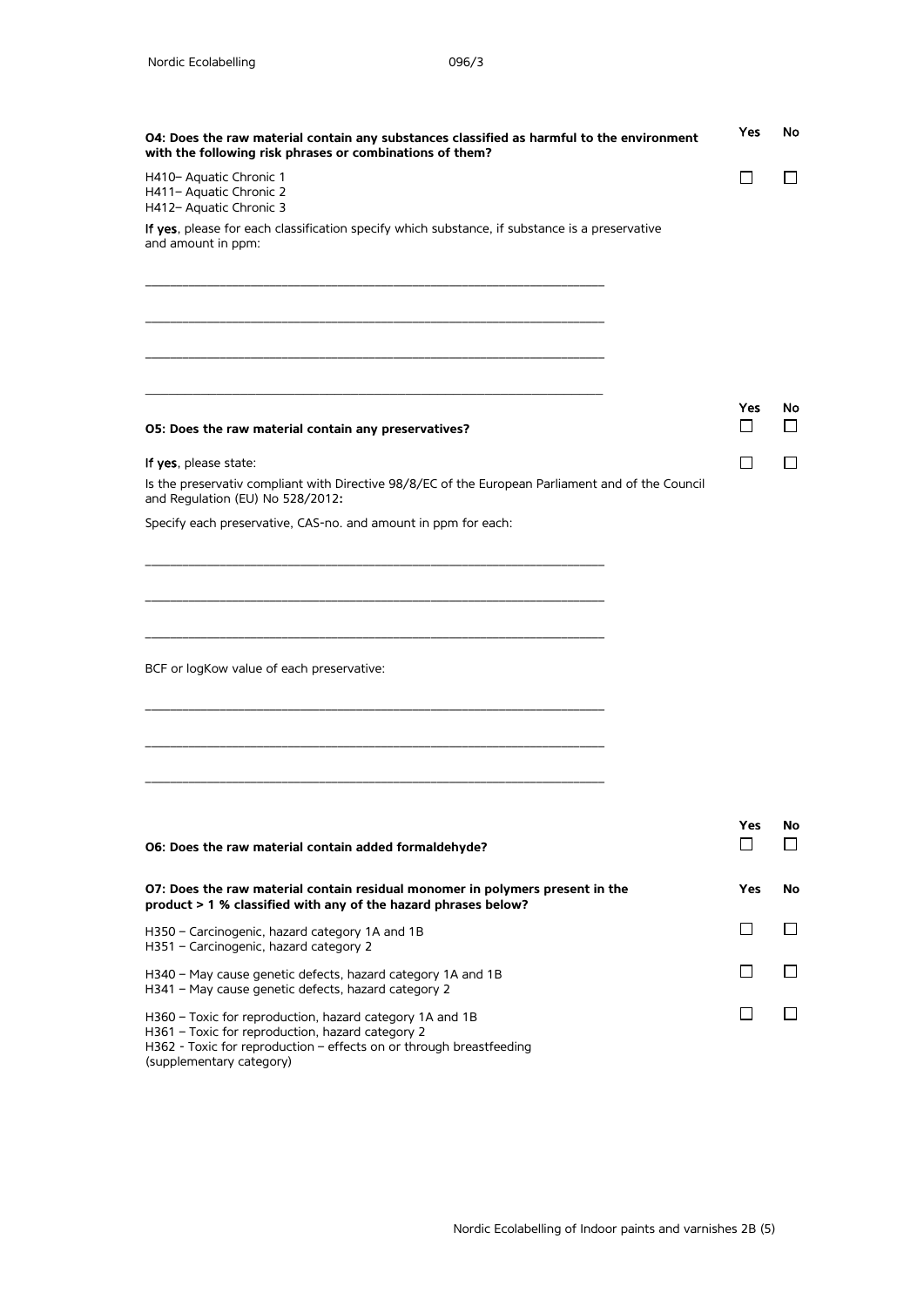**O4: Does the raw material contain any substances classified as harmful to the environment with the following risk phrases or combinations of them?** Yes ☐ No ☐

H410– Aquatic Chronic 1
H411– Aquatic Chronic 2
H412– Aquatic Chronic 3

**If yes**, please for each classification specify which substance, if substance is a preservative and amount in ppm:

\_\_\_\_\_\_\_\_\_\_\_\_\_\_\_\_\_\_\_\_\_\_\_\_\_\_\_\_\_\_\_\_\_\_\_\_\_\_\_\_\_\_\_\_\_\_\_\_\_\_\_\_\_\_\_\_\_\_\_\_\_\_\_\_\_\_

\_\_\_\_\_\_\_\_\_\_\_\_\_\_\_\_\_\_\_\_\_\_\_\_\_\_\_\_\_\_\_\_\_\_\_\_\_\_\_\_\_\_\_\_\_\_\_\_\_\_\_\_\_\_\_\_\_\_\_\_\_\_\_\_\_\_

\_\_\_\_\_\_\_\_\_\_\_\_\_\_\_\_\_\_\_\_\_\_\_\_\_\_\_\_\_\_\_\_\_\_\_\_\_\_\_\_\_\_\_\_\_\_\_\_\_\_\_\_\_\_\_\_\_\_\_\_\_\_\_\_\_\_

\_\_\_\_\_\_\_\_\_\_\_\_\_\_\_\_\_\_\_\_\_\_\_\_\_\_\_\_\_\_\_\_\_\_\_\_\_\_\_\_\_\_\_\_\_\_\_\_\_\_\_\_\_\_\_\_\_\_\_\_\_\_\_\_\_\_

**O5: Does the raw material contain any preservatives?** Yes ☐ No ☐

**If yes**, please state: ☐ ☐

Is the preservativ compliant with Directive 98/8/EC of the European Parliament and of the Council and Regulation (EU) No 528/2012**:**

Specify each preservative, CAS-no. and amount in ppm for each:

\_\_\_\_\_\_\_\_\_\_\_\_\_\_\_\_\_\_\_\_\_\_\_\_\_\_\_\_\_\_\_\_\_\_\_\_\_\_\_\_\_\_\_\_\_\_\_\_\_\_\_\_\_\_\_\_\_\_\_\_\_\_\_\_\_\_

\_\_\_\_\_\_\_\_\_\_\_\_\_\_\_\_\_\_\_\_\_\_\_\_\_\_\_\_\_\_\_\_\_\_\_\_\_\_\_\_\_\_\_\_\_\_\_\_\_\_\_\_\_\_\_\_\_\_\_\_\_\_\_\_\_\_

\_\_\_\_\_\_\_\_\_\_\_\_\_\_\_\_\_\_\_\_\_\_\_\_\_\_\_\_\_\_\_\_\_\_\_\_\_\_\_\_\_\_\_\_\_\_\_\_\_\_\_\_\_\_\_\_\_\_\_\_\_\_\_\_\_\_

BCF or logKow value of each preservative:

\_\_\_\_\_\_\_\_\_\_\_\_\_\_\_\_\_\_\_\_\_\_\_\_\_\_\_\_\_\_\_\_\_\_\_\_\_\_\_\_\_\_\_\_\_\_\_\_\_\_\_\_\_\_\_\_\_\_\_\_\_\_\_\_\_\_

\_\_\_\_\_\_\_\_\_\_\_\_\_\_\_\_\_\_\_\_\_\_\_\_\_\_\_\_\_\_\_\_\_\_\_\_\_\_\_\_\_\_\_\_\_\_\_\_\_\_\_\_\_\_\_\_\_\_\_\_\_\_\_\_\_\_

\_\_\_\_\_\_\_\_\_\_\_\_\_\_\_\_\_\_\_\_\_\_\_\_\_\_\_\_\_\_\_\_\_\_\_\_\_\_\_\_\_\_\_\_\_\_\_\_\_\_\_\_\_\_\_\_\_\_\_\_\_\_\_\_\_\_

**O6: Does the raw material contain added formaldehyde?** Yes ☐ No ☐

**O7: Does the raw material contain residual monomer in polymers present in the product > 1 % classified with any of the hazard phrases below?** Yes No

H350 – Carcinogenic, hazard category 1A and 1B
H351 – Carcinogenic, hazard category 2 ☐ ☐

H340 – May cause genetic defects, hazard category 1A and 1B
H341 – May cause genetic defects, hazard category 2 ☐ ☐

H360 – Toxic for reproduction, hazard category 1A and 1B
H361 – Toxic for reproduction, hazard category 2
H362 - Toxic for reproduction – effects on or through breastfeeding (supplementary category) ☐ ☐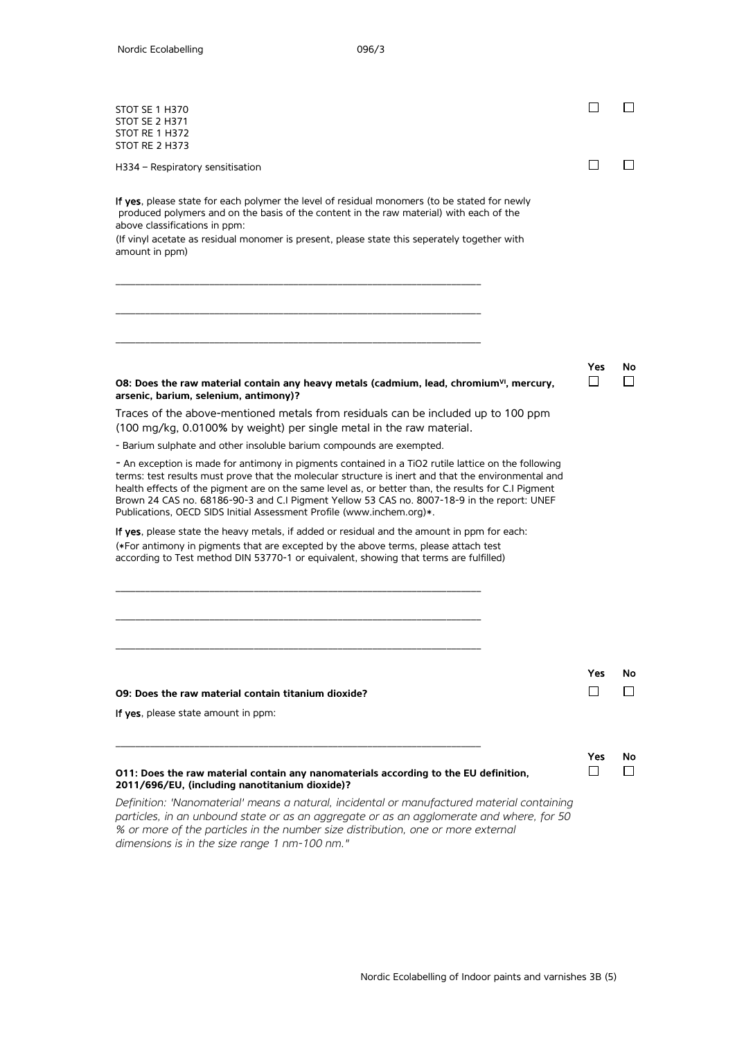STOT SE 1 H370
STOT SE 2 H371
STOT RE 1 H372
STOT RE 2 H373 ☐ ☐

H334 – Respiratory sensitisation ☐ ☐

**If yes**, please state for each polymer the level of residual monomers (to be stated for newly produced polymers and on the basis of the content in the raw material) with each of the above classifications in ppm:

(If vinyl acetate as residual monomer is present, please state this seperately together with amount in ppm)

\_\_\_\_\_\_\_\_\_\_\_\_\_\_\_\_\_\_\_\_\_\_\_\_\_\_\_\_\_\_\_\_\_\_\_\_\_\_\_\_\_\_\_\_\_\_\_\_\_\_\_\_\_\_\_\_\_\_\_\_

\_\_\_\_\_\_\_\_\_\_\_\_\_\_\_\_\_\_\_\_\_\_\_\_\_\_\_\_\_\_\_\_\_\_\_\_\_\_\_\_\_\_\_\_\_\_\_\_\_\_\_\_\_\_\_\_\_\_\_\_

\_\_\_\_\_\_\_\_\_\_\_\_\_\_\_\_\_\_\_\_\_\_\_\_\_\_\_\_\_\_\_\_\_\_\_\_\_\_\_\_\_\_\_\_\_\_\_\_\_\_\_\_\_\_\_\_\_\_\_\_

**O8: Does the raw material contain any heavy metals (cadmium, lead, chromium$^{VI}$, mercury, arsenic, barium, selenium, antimony)?** Yes ☐ No ☐

Traces of the above-mentioned metals from residuals can be included up to 100 ppm (100 mg/kg, 0.0100% by weight) per single metal in the raw material.

- Barium sulphate and other insoluble barium compounds are exempted.

- An exception is made for antimony in pigments contained in a TiO2 rutile lattice on the following terms: test results must prove that the molecular structure is inert and that the environmental and health effects of the pigment are on the same level as, or better than, the results for C.I Pigment Brown 24 CAS no. 68186-90-3 and C.I Pigment Yellow 53 CAS no. 8007-18-9 in the report: UNEF Publications, OECD SIDS Initial Assessment Profile (www.inchem.org)*.

**If yes**, please state the heavy metals, if added or residual and the amount in ppm for each:
(*For antimony in pigments that are excepted by the above terms, please attach test according to Test method DIN 53770-1 or equivalent, showing that terms are fulfilled)

\_\_\_\_\_\_\_\_\_\_\_\_\_\_\_\_\_\_\_\_\_\_\_\_\_\_\_\_\_\_\_\_\_\_\_\_\_\_\_\_\_\_\_\_\_\_\_\_\_\_\_\_\_\_\_\_\_\_\_\_

\_\_\_\_\_\_\_\_\_\_\_\_\_\_\_\_\_\_\_\_\_\_\_\_\_\_\_\_\_\_\_\_\_\_\_\_\_\_\_\_\_\_\_\_\_\_\_\_\_\_\_\_\_\_\_\_\_\_\_\_

\_\_\_\_\_\_\_\_\_\_\_\_\_\_\_\_\_\_\_\_\_\_\_\_\_\_\_\_\_\_\_\_\_\_\_\_\_\_\_\_\_\_\_\_\_\_\_\_\_\_\_\_\_\_\_\_\_\_\_\_

**O9: Does the raw material contain titanium dioxide?** Yes ☐ No ☐

**If yes**, please state amount in ppm:

\_\_\_\_\_\_\_\_\_\_\_\_\_\_\_\_\_\_\_\_\_\_\_\_\_\_\_\_\_\_\_\_\_\_\_\_\_\_\_\_\_\_\_\_\_\_\_\_\_\_\_\_\_\_\_\_\_\_\_\_

**O11: Does the raw material contain any nanomaterials according to the EU definition, 2011/696/EU, (including nanotitanium dioxide)?** Yes ☐ No ☐

*Definition: 'Nanomaterial' means a natural, incidental or manufactured material containing particles, in an unbound state or as an aggregate or as an agglomerate and where, for 50 % or more of the particles in the number size distribution, one or more external dimensions is in the size range 1 nm-100 nm."*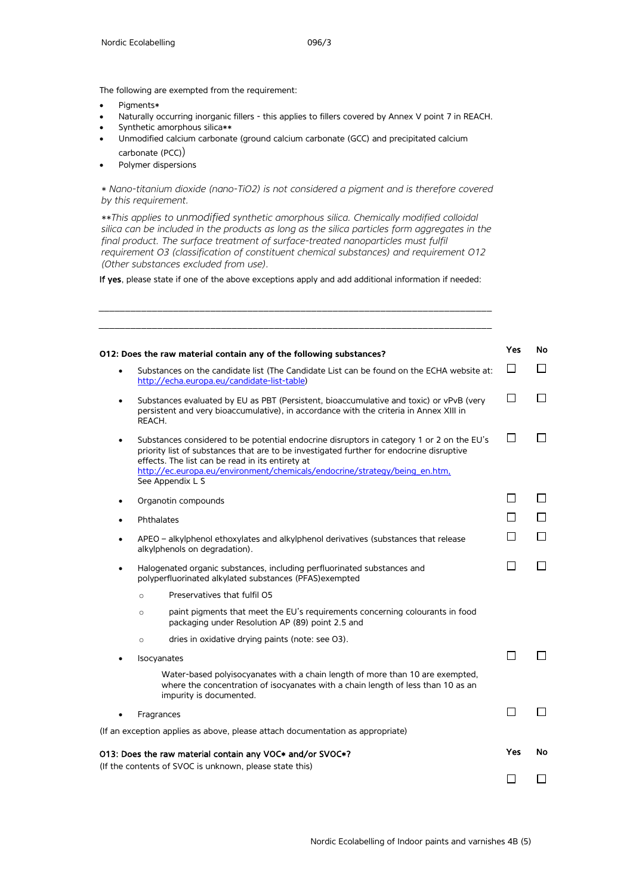The following are exempted from the requirement:

- Pigments*
- Naturally occurring inorganic fillers - this applies to fillers covered by Annex V point 7 in REACH.
- Synthetic amorphous silica**
- Unmodified calcium carbonate (ground calcium carbonate (GCC) and precipitated calcium carbonate (PCC))
- Polymer dispersions

*\* Nano-titanium dioxide (nano-TiO2) is not considered a pigment and is therefore covered by this requirement.*

*\*\*This applies to unmodified synthetic amorphous silica. Chemically modified colloidal silica can be included in the products as long as the silica particles form aggregates in the final product. The surface treatment of surface-treated nanoparticles must fulfil requirement O3 (classification of constituent chemical substances) and requirement O12 (Other substances excluded from use).*

**If yes**, please state if one of the above exceptions apply and add additional information if needed:

\_\_\_\_\_\_\_\_\_\_\_\_\_\_\_\_\_\_\_\_\_\_\_\_\_\_\_\_\_\_\_\_\_\_\_\_\_\_\_\_\_\_\_\_\_\_\_\_\_\_\_\_\_\_\_\_\_\_\_\_\_\_\_\_\_\_\_\_\_\_\_\_\_\_\_\_\_\_

\_\_\_\_\_\_\_\_\_\_\_\_\_\_\_\_\_\_\_\_\_\_\_\_\_\_\_\_\_\_\_\_\_\_\_\_\_\_\_\_\_\_\_\_\_\_\_\_\_\_\_\_\_\_\_\_\_\_\_\_\_\_\_\_\_\_\_\_\_\_\_\_\_\_\_\_\_\_

| **O12: Does the raw material contain any of the following substances?** | **Yes** | **No** |
|---|---|---|
| • Substances on the candidate list (The Candidate List can be found on the ECHA website at: http://echa.europa.eu/candidate-list-table) | ☐ | ☐ |
| • Substances evaluated by EU as PBT (Persistent, bioaccumulative and toxic) or vPvB (very persistent and very bioaccumulative), in accordance with the criteria in Annex XIII in REACH. | ☐ | ☐ |
| • Substances considered to be potential endocrine disruptors in category 1 or 2 on the EU's priority list of substances that are to be investigated further for endocrine disruptive effects. The list can be read in its entirety at http://ec.europa.eu/environment/chemicals/endocrine/strategy/being_en.htm, See Appendix L S | ☐ | ☐ |
| • Organotin compounds | ☐ | ☐ |
| • Phthalates | ☐ | ☐ |
| • APEO – alkylphenol ethoxylates and alkylphenol derivatives (substances that release alkylphenols on degradation). | ☐ | ☐ |
| • Halogenated organic substances, including perfluorinated substances and polyperfluorinated alkylated substances (PFAS)exempted<br>○ Preservatives that fulfil O5<br>○ paint pigments that meet the EU's requirements concerning colourants in food packaging under Resolution AP (89) point 2.5 and<br>○ dries in oxidative drying paints (note: see O3). | ☐ | ☐ |
| • Isocyanates<br>Water-based polyisocyanates with a chain length of more than 10 are exempted, where the concentration of isocyanates with a chain length of less than 10 as an impurity is documented. | ☐ | ☐ |
| • Fragrances | ☐ | ☐ |

(If an exception applies as above, please attach documentation as appropriate)

| **O13: Does the raw material contain any VOC* and/or SVOC*?**<br>(If the contents of SVOC is unknown, please state this) | **Yes** | **No** |
|---|---|---|
| | ☐ | ☐ |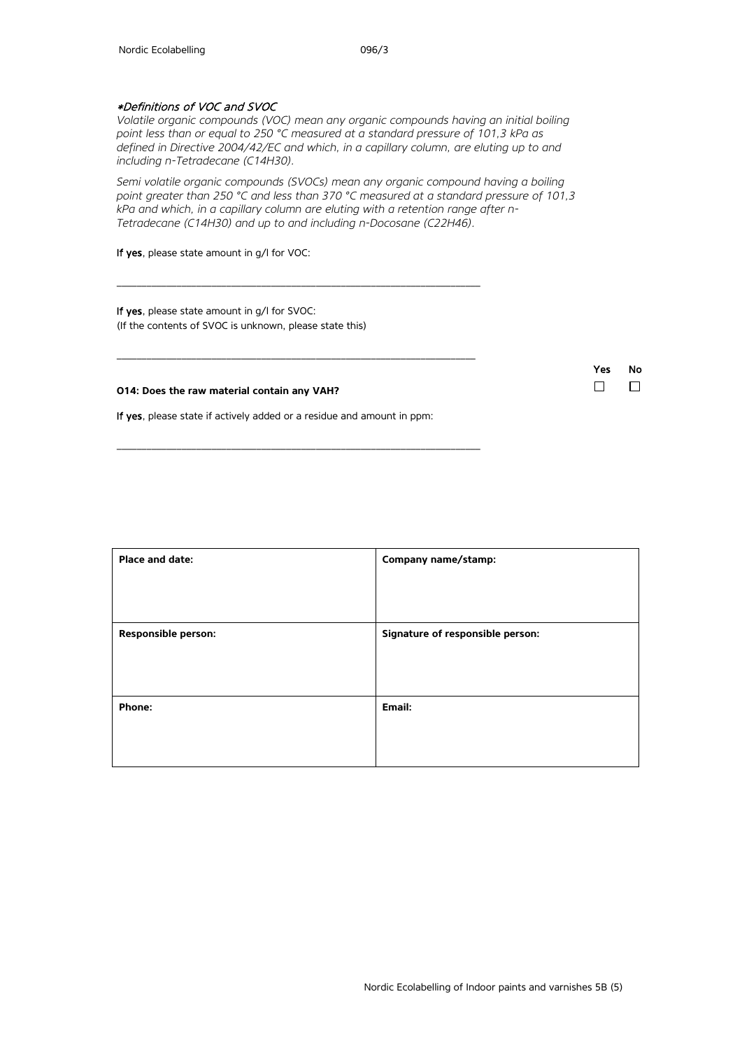*\*Definitions of VOC and SVOC*

*Volatile organic compounds (VOC) mean any organic compounds having an initial boiling point less than or equal to 250 °C measured at a standard pressure of 101,3 kPa as defined in Directive 2004/42/EC and which, in a capillary column, are eluting up to and including n-Tetradecane ($C_{14}H_{30}$).*

*Semi volatile organic compounds (SVOCs) mean any organic compound having a boiling point greater than 250 °C and less than 370 °C measured at a standard pressure of 101,3 kPa and which, in a capillary column are eluting with a retention range after n-Tetradecane ($C_{14}H_{30}$) and up to and including n-Docosane ($C_{22}H_{46}$).*

**If yes**, please state amount in g/l for VOC:

\_\_\_\_\_\_\_\_\_\_\_\_\_\_\_\_\_\_\_\_\_\_\_\_\_\_\_\_\_\_\_\_\_\_\_\_\_\_\_\_\_\_\_\_\_\_\_\_\_\_\_\_\_\_\_\_\_\_\_\_\_\_

**If yes**, please state amount in g/l for SVOC:
(If the contents of SVOC is unknown, please state this)

\_\_\_\_\_\_\_\_\_\_\_\_\_\_\_\_\_\_\_\_\_\_\_\_\_\_\_\_\_\_\_\_\_\_\_\_\_\_\_\_\_\_\_\_\_\_\_\_\_\_\_\_\_\_\_\_\_\_\_\_\_\_

| | Yes | No |
|---|---|---|
| **O14: Does the raw material contain any VAH?** | ☐ | ☐ |

**If yes**, please state if actively added or a residue and amount in ppm:

\_\_\_\_\_\_\_\_\_\_\_\_\_\_\_\_\_\_\_\_\_\_\_\_\_\_\_\_\_\_\_\_\_\_\_\_\_\_\_\_\_\_\_\_\_\_\_\_\_\_\_\_\_\_\_\_\_\_\_\_\_\_

| **Place and date:** | **Company name/stamp:** |
|---|---|
| **Responsible person:** | **Signature of responsible person:** |
| **Phone:** | **Email:** |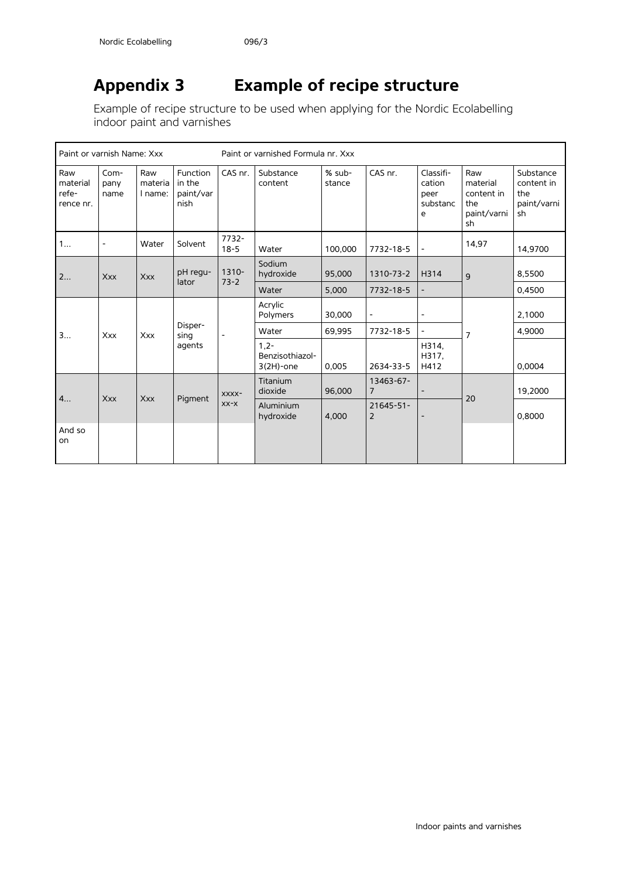# Appendix 3 Example of recipe structure

Example of recipe structure to be used when applying for the Nordic Ecolabelling indoor paint and varnishes

| Paint or varnish Name: Xxx | | | | Paint or varnished Formula nr. Xxx | | | | | | |
|---|---|---|---|---|---|---|---|---|---|---|
| Raw material refe-rence nr. | Com-pany name | Raw materia l name: | Function in the paint/var nish | CAS nr. | Substance content | % sub-stance | CAS nr. | Classifi-cation peer substanc e | Raw material content in the paint/varni sh | Substance content in the paint/varni sh |
| 1… | - | Water | Solvent | 7732-18-5 | Water | 100,000 | 7732-18-5 | - | 14,97 | 14,9700 |
| 2… | Xxx | Xxx | pH regu-lator | 1310-73-2 | Sodium hydroxide | 95,000 | 1310-73-2 | H314 | 9 | 8,5500 |
| | | | | | Water | 5,000 | 7732-18-5 | - | | 0,4500 |
| 3… | Xxx | Xxx | Disper-sing agents | - | Acrylic Polymers | 30,000 | - | - | 7 | 2,1000 |
| | | | | | Water | 69,995 | 7732-18-5 | - | | 4,9000 |
| | | | | | 1,2-Benzisothiazol-3(2H)-one | 0,005 | 2634-33-5 | H314, H317, H412 | | 0,0004 |
| 4… | Xxx | Xxx | Pigment | xxxx-xx-x | Titanium dioxide | 96,000 | 13463-67-7 | - | 20 | 19,2000 |
| | | | | | Aluminium hydroxide | 4,000 | 21645-51-2 | - | | 0,8000 |
| And so on | | | | | | | | | | |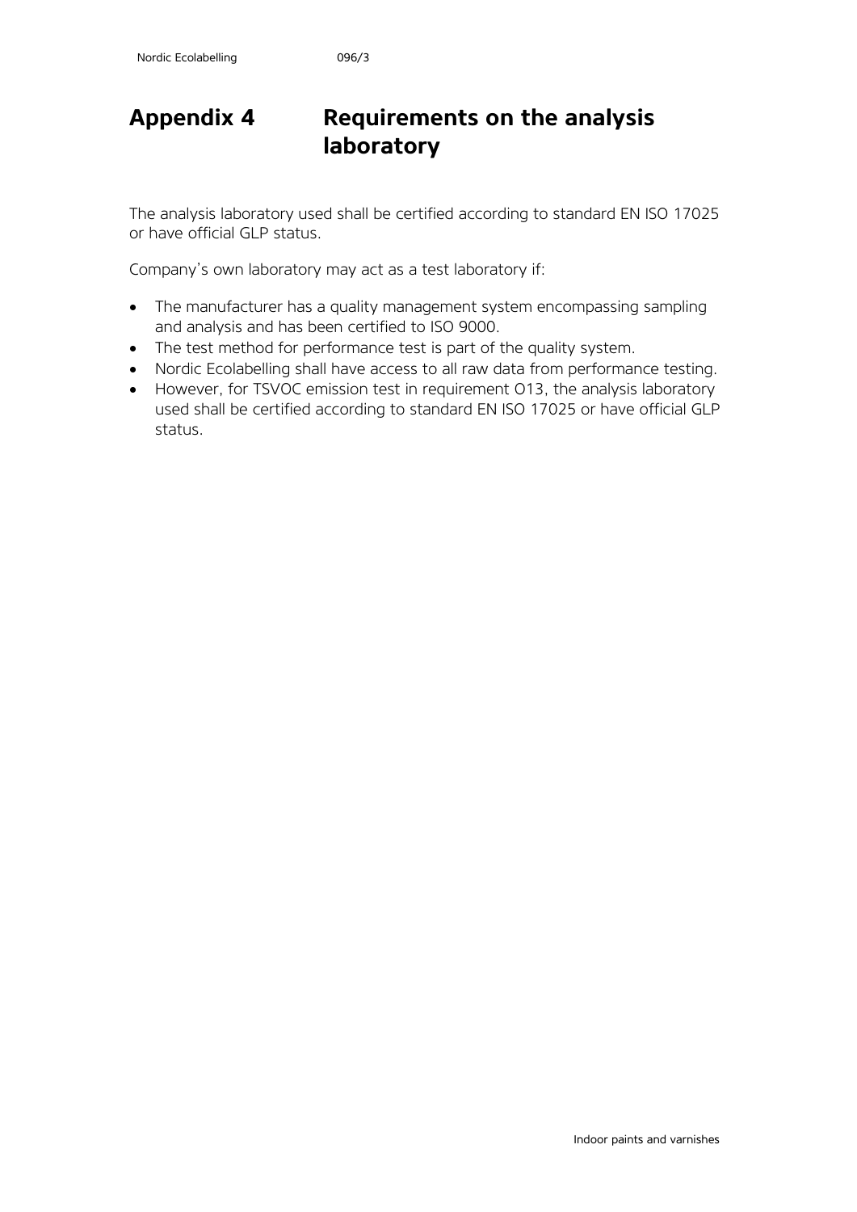# Appendix 4 Requirements on the analysis laboratory

The analysis laboratory used shall be certified according to standard EN ISO 17025 or have official GLP status.

Company's own laboratory may act as a test laboratory if:

- The manufacturer has a quality management system encompassing sampling and analysis and has been certified to ISO 9000.
- The test method for performance test is part of the quality system.
- Nordic Ecolabelling shall have access to all raw data from performance testing.
- However, for TSVOC emission test in requirement O13, the analysis laboratory used shall be certified according to standard EN ISO 17025 or have official GLP status.